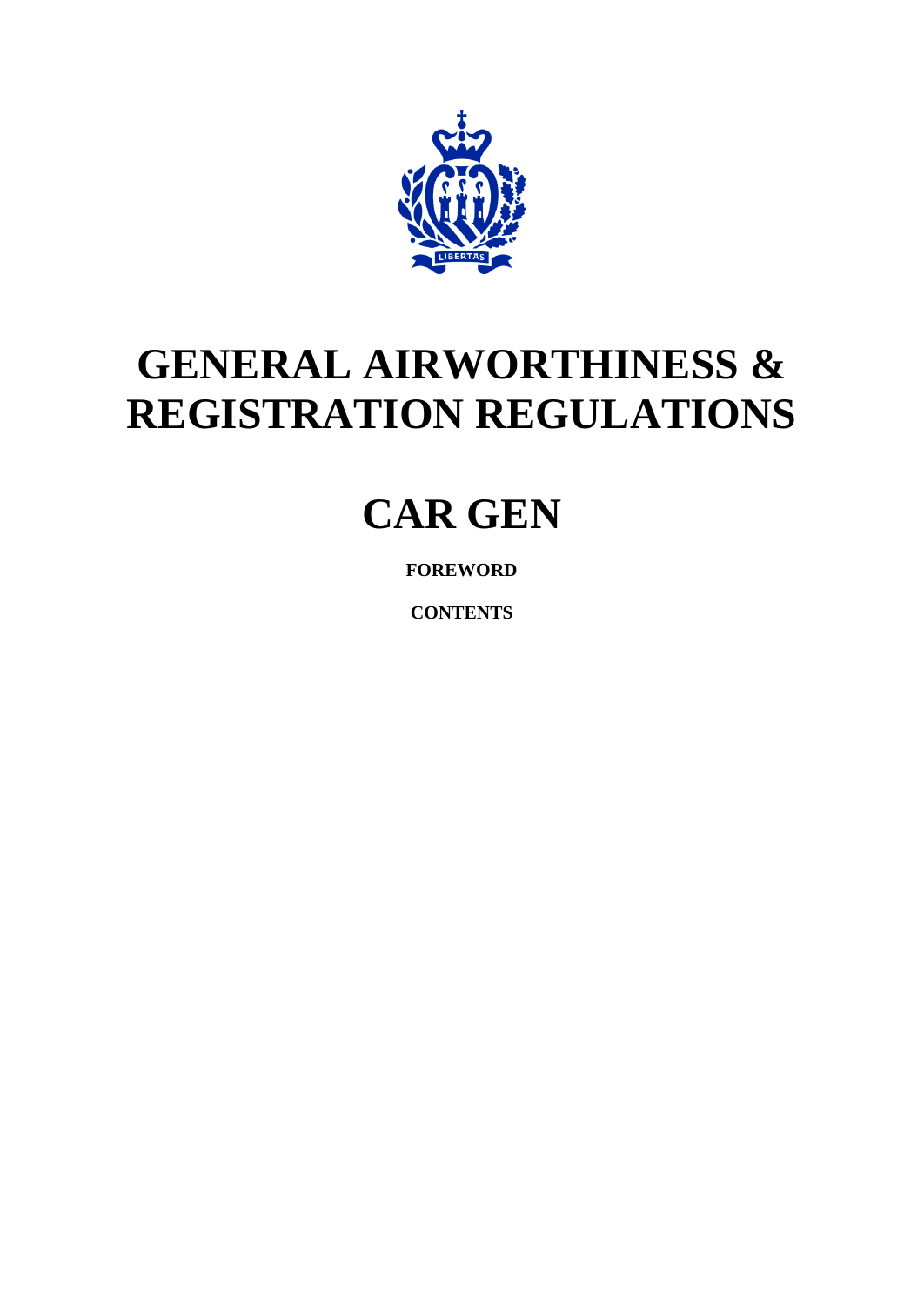# GENERAL AIRWORTHINESS & REGISTRATION REGULATIONS

# CAR GEN

**FOREWORD**

**CONTENTS**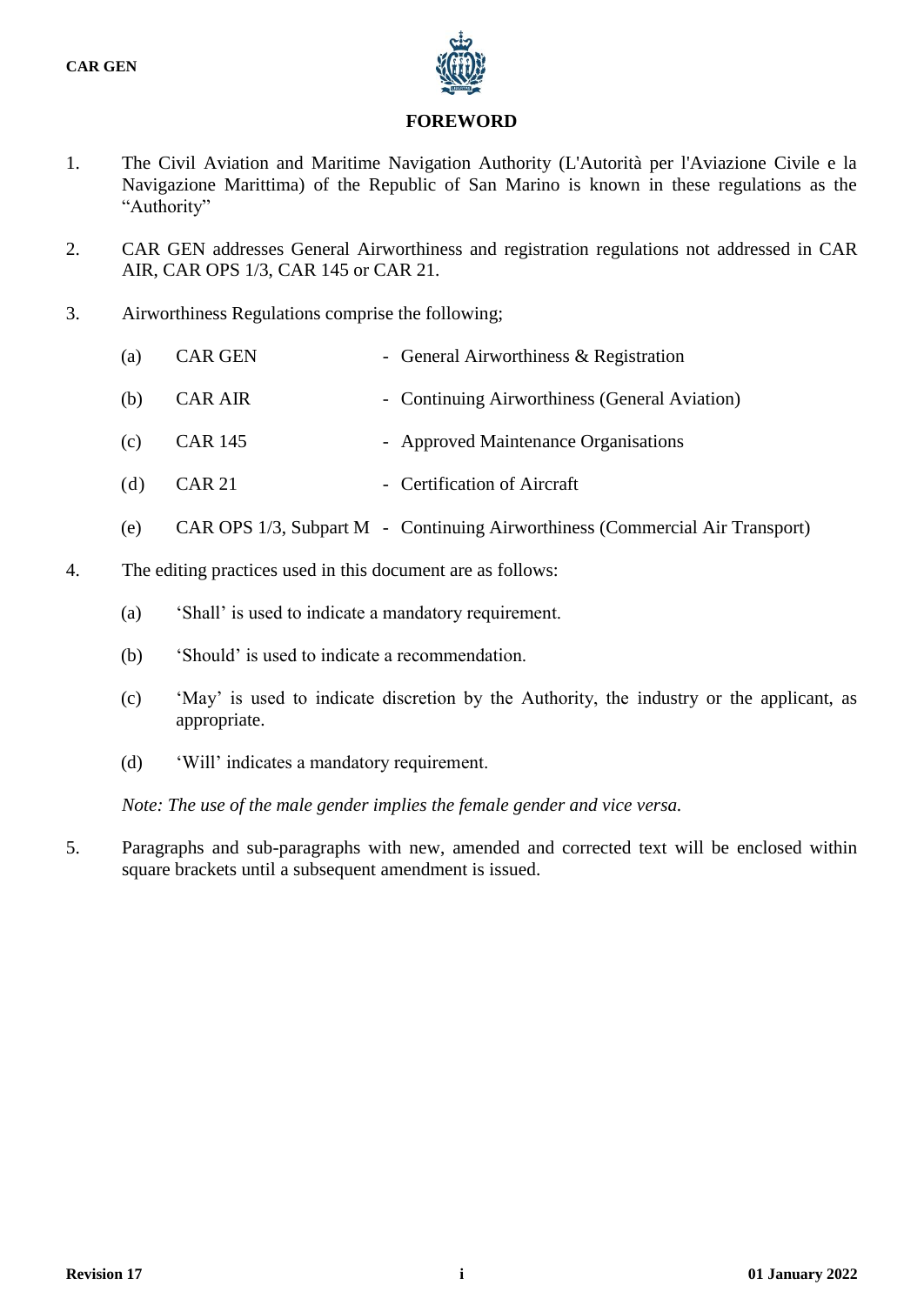# FOREWORD

1. The Civil Aviation and Maritime Navigation Authority (L'Autorità per l'Aviazione Civile e la Navigazione Marittima) of the Republic of San Marino is known in these regulations as the "Authority"

2. CAR GEN addresses General Airworthiness and registration regulations not addressed in CAR AIR, CAR OPS 1/3, CAR 145 or CAR 21.

3. Airworthiness Regulations comprise the following;

   (a) CAR GEN - General Airworthiness & Registration

   (b) CAR AIR - Continuing Airworthiness (General Aviation)

   (c) CAR 145 - Approved Maintenance Organisations

   (d) CAR 21 - Certification of Aircraft

   (e) CAR OPS 1/3, Subpart M - Continuing Airworthiness (Commercial Air Transport)

4. The editing practices used in this document are as follows:

   (a) 'Shall' is used to indicate a mandatory requirement.

   (b) 'Should' is used to indicate a recommendation.

   (c) 'May' is used to indicate discretion by the Authority, the industry or the applicant, as appropriate.

   (d) 'Will' indicates a mandatory requirement.

   *Note: The use of the male gender implies the female gender and vice versa.*

5. Paragraphs and sub-paragraphs with new, amended and corrected text will be enclosed within square brackets until a subsequent amendment is issued.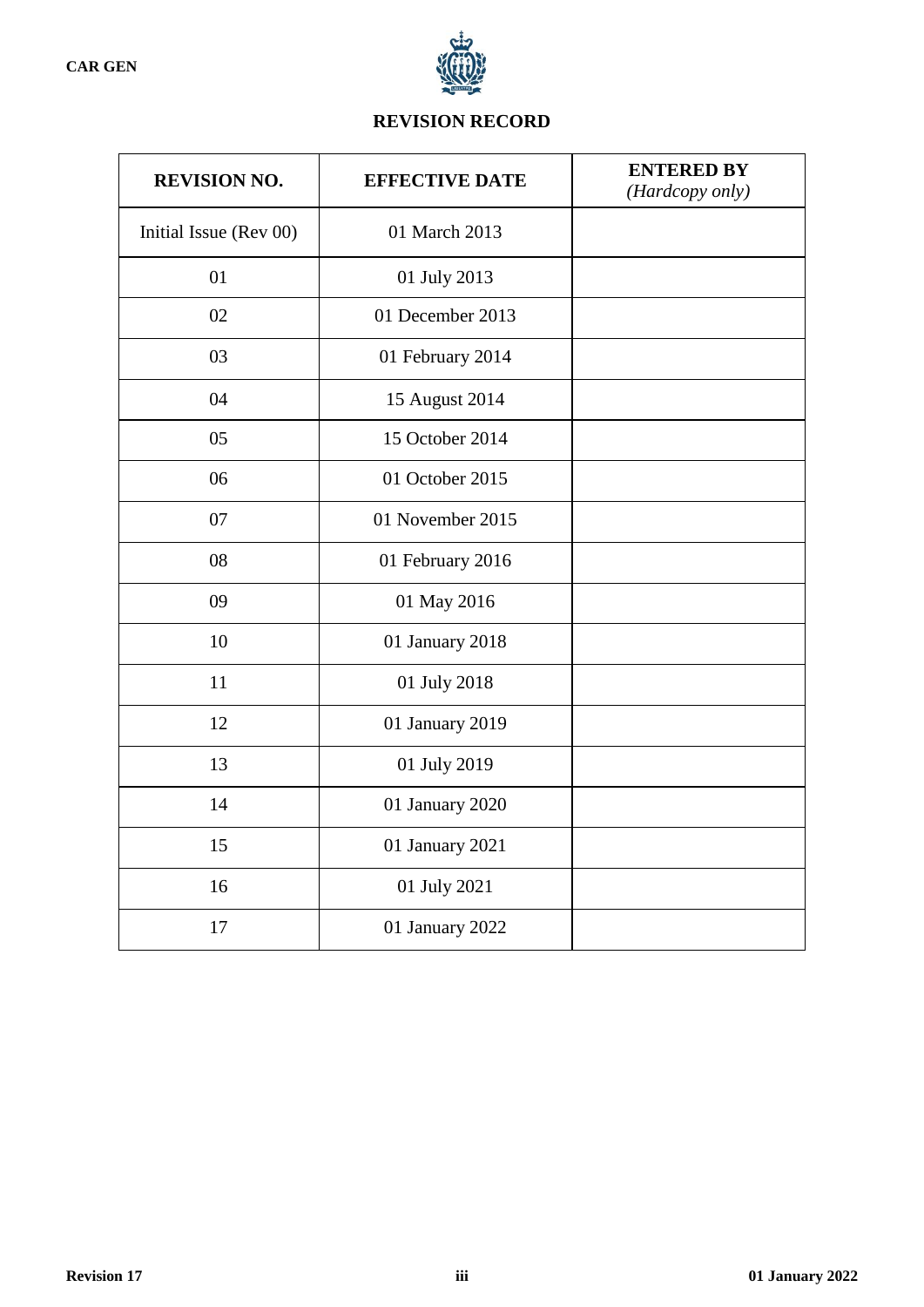# REVISION RECORD

| REVISION NO. | EFFECTIVE DATE | ENTERED BY *(Hardcopy only)* |
|---|---|---|
| Initial Issue (Rev 00) | 01 March 2013 | |
| 01 | 01 July 2013 | |
| 02 | 01 December 2013 | |
| 03 | 01 February 2014 | |
| 04 | 15 August 2014 | |
| 05 | 15 October 2014 | |
| 06 | 01 October 2015 | |
| 07 | 01 November 2015 | |
| 08 | 01 February 2016 | |
| 09 | 01 May 2016 | |
| 10 | 01 January 2018 | |
| 11 | 01 July 2018 | |
| 12 | 01 January 2019 | |
| 13 | 01 July 2019 | |
| 14 | 01 January 2020 | |
| 15 | 01 January 2021 | |
| 16 | 01 July 2021 | |
| 17 | 01 January 2022 | |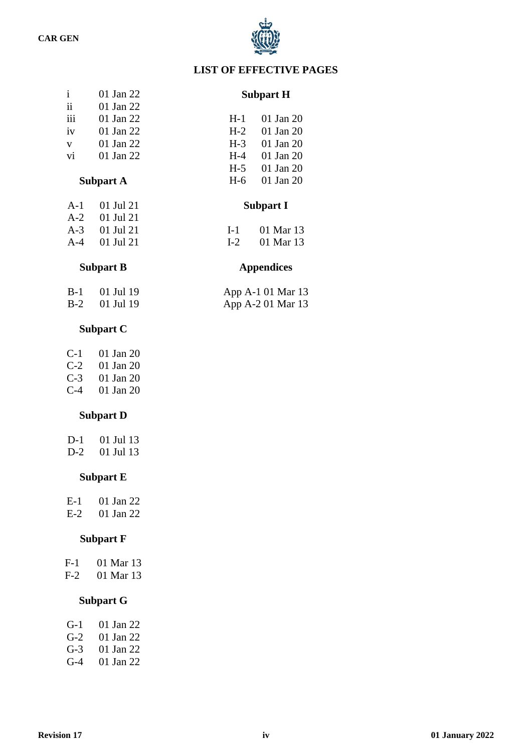## LIST OF EFFECTIVE PAGES

| | |
|---|---|
| i | 01 Jan 22 |
| ii | 01 Jan 22 |
| iii | 01 Jan 22 |
| iv | 01 Jan 22 |
| v | 01 Jan 22 |
| vi | 01 Jan 22 |

**Subpart A**

| | |
|---|---|
| A-1 | 01 Jul 21 |
| A-2 | 01 Jul 21 |
| A-3 | 01 Jul 21 |
| A-4 | 01 Jul 21 |

**Subpart B**

| | |
|---|---|
| B-1 | 01 Jul 19 |
| B-2 | 01 Jul 19 |

**Subpart C**

| | |
|---|---|
| C-1 | 01 Jan 20 |
| C-2 | 01 Jan 20 |
| C-3 | 01 Jan 20 |
| C-4 | 01 Jan 20 |

**Subpart D**

| | |
|---|---|
| D-1 | 01 Jul 13 |
| D-2 | 01 Jul 13 |

**Subpart E**

| | |
|---|---|
| E-1 | 01 Jan 22 |
| E-2 | 01 Jan 22 |

**Subpart F**

| | |
|---|---|
| F-1 | 01 Mar 13 |
| F-2 | 01 Mar 13 |

**Subpart G**

| | |
|---|---|
| G-1 | 01 Jan 22 |
| G-2 | 01 Jan 22 |
| G-3 | 01 Jan 22 |
| G-4 | 01 Jan 22 |

**Subpart H**

| | |
|---|---|
| H-1 | 01 Jan 20 |
| H-2 | 01 Jan 20 |
| H-3 | 01 Jan 20 |
| H-4 | 01 Jan 20 |
| H-5 | 01 Jan 20 |
| H-6 | 01 Jan 20 |

**Subpart I**

| | |
|---|---|
| I-1 | 01 Mar 13 |
| I-2 | 01 Mar 13 |

**Appendices**

| | |
|---|---|
| App A-1 | 01 Mar 13 |
| App A-2 | 01 Mar 13 |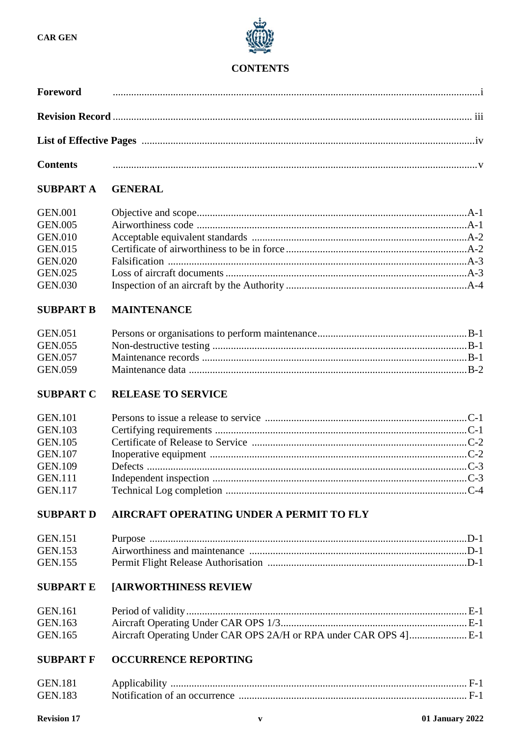# CONTENTS

| | | |
|---|---|---|
| **Foreword** | | i |
| **Revision Record** | | iii |
| **List of Effective Pages** | | iv |
| **Contents** | | v |

## SUBPART A GENERAL

| | | |
|---|---|---|
| GEN.001 | Objective and scope | A-1 |
| GEN.005 | Airworthiness code | A-1 |
| GEN.010 | Acceptable equivalent standards | A-2 |
| GEN.015 | Certificate of airworthiness to be in force | A-2 |
| GEN.020 | Falsification | A-3 |
| GEN.025 | Loss of aircraft documents | A-3 |
| GEN.030 | Inspection of an aircraft by the Authority | A-4 |

## SUBPART B MAINTENANCE

| | | |
|---|---|---|
| GEN.051 | Persons or organisations to perform maintenance | B-1 |
| GEN.055 | Non-destructive testing | B-1 |
| GEN.057 | Maintenance records | B-1 |
| GEN.059 | Maintenance data | B-2 |

## SUBPART C RELEASE TO SERVICE

| | | |
|---|---|---|
| GEN.101 | Persons to issue a release to service | C-1 |
| GEN.103 | Certifying requirements | C-1 |
| GEN.105 | Certificate of Release to Service | C-2 |
| GEN.107 | Inoperative equipment | C-2 |
| GEN.109 | Defects | C-3 |
| GEN.111 | Independent inspection | C-3 |
| GEN.117 | Technical Log completion | C-4 |

## SUBPART D AIRCRAFT OPERATING UNDER A PERMIT TO FLY

| | | |
|---|---|---|
| GEN.151 | Purpose | D-1 |
| GEN.153 | Airworthiness and maintenance | D-1 |
| GEN.155 | Permit Flight Release Authorisation | D-1 |

## SUBPART E [AIRWORTHINESS REVIEW

| | | |
|---|---|---|
| GEN.161 | Period of validity | E-1 |
| GEN.163 | Aircraft Operating Under CAR OPS 1/3 | E-1 |
| GEN.165 | Aircraft Operating Under CAR OPS 2A/H or RPA under CAR OPS 4] | E-1 |

## SUBPART F OCCURRENCE REPORTING

| | | |
|---|---|---|
| GEN.181 | Applicability | F-1 |
| GEN.183 | Notification of an occurrence | F-1 |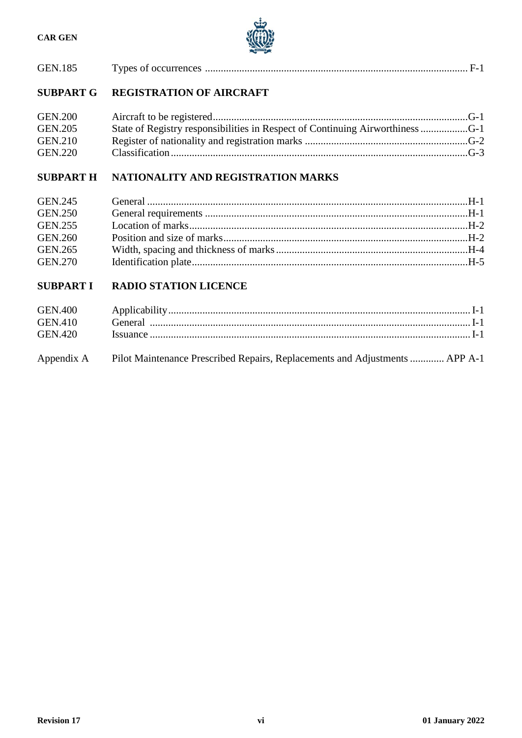| | | |
|---|---|---|
| GEN.185 | Types of occurrences | F-1 |
| **SUBPART G** | **REGISTRATION OF AIRCRAFT** | |
| GEN.200 | Aircraft to be registered | G-1 |
| GEN.205 | State of Registry responsibilities in Respect of Continuing Airworthiness | G-1 |
| GEN.210 | Register of nationality and registration marks | G-2 |
| GEN.220 | Classification | G-3 |
| **SUBPART H** | **NATIONALITY AND REGISTRATION MARKS** | |
| GEN.245 | General | H-1 |
| GEN.250 | General requirements | H-1 |
| GEN.255 | Location of marks | H-2 |
| GEN.260 | Position and size of marks | H-2 |
| GEN.265 | Width, spacing and thickness of marks | H-4 |
| GEN.270 | Identification plate | H-5 |
| **SUBPART I** | **RADIO STATION LICENCE** | |
| GEN.400 | Applicability | I-1 |
| GEN.410 | General | I-1 |
| GEN.420 | Issuance | I-1 |
| Appendix A | Pilot Maintenance Prescribed Repairs, Replacements and Adjustments | APP A-1 |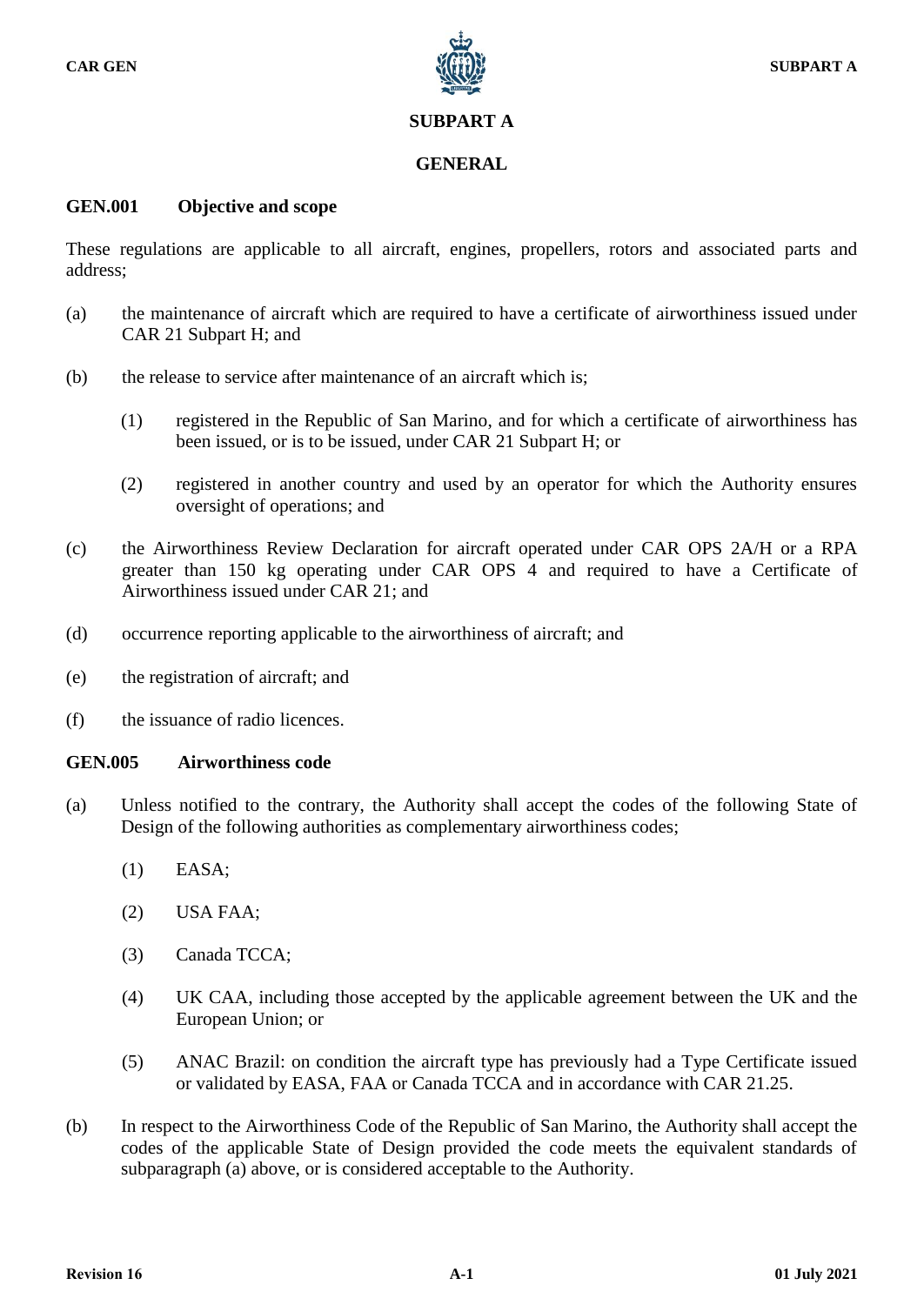# SUBPART A

## GENERAL

### GEN.001 Objective and scope

These regulations are applicable to all aircraft, engines, propellers, rotors and associated parts and address;

(a) the maintenance of aircraft which are required to have a certificate of airworthiness issued under CAR 21 Subpart H; and

(b) the release to service after maintenance of an aircraft which is;

  (1) registered in the Republic of San Marino, and for which a certificate of airworthiness has been issued, or is to be issued, under CAR 21 Subpart H; or

  (2) registered in another country and used by an operator for which the Authority ensures oversight of operations; and

(c) the Airworthiness Review Declaration for aircraft operated under CAR OPS 2A/H or a RPA greater than 150 kg operating under CAR OPS 4 and required to have a Certificate of Airworthiness issued under CAR 21; and

(d) occurrence reporting applicable to the airworthiness of aircraft; and

(e) the registration of aircraft; and

(f) the issuance of radio licences.

### GEN.005 Airworthiness code

(a) Unless notified to the contrary, the Authority shall accept the codes of the following State of Design of the following authorities as complementary airworthiness codes;

  (1) EASA;

  (2) USA FAA;

  (3) Canada TCCA;

  (4) UK CAA, including those accepted by the applicable agreement between the UK and the European Union; or

  (5) ANAC Brazil: on condition the aircraft type has previously had a Type Certificate issued or validated by EASA, FAA or Canada TCCA and in accordance with CAR 21.25.

(b) In respect to the Airworthiness Code of the Republic of San Marino, the Authority shall accept the codes of the applicable State of Design provided the code meets the equivalent standards of subparagraph (a) above, or is considered acceptable to the Authority.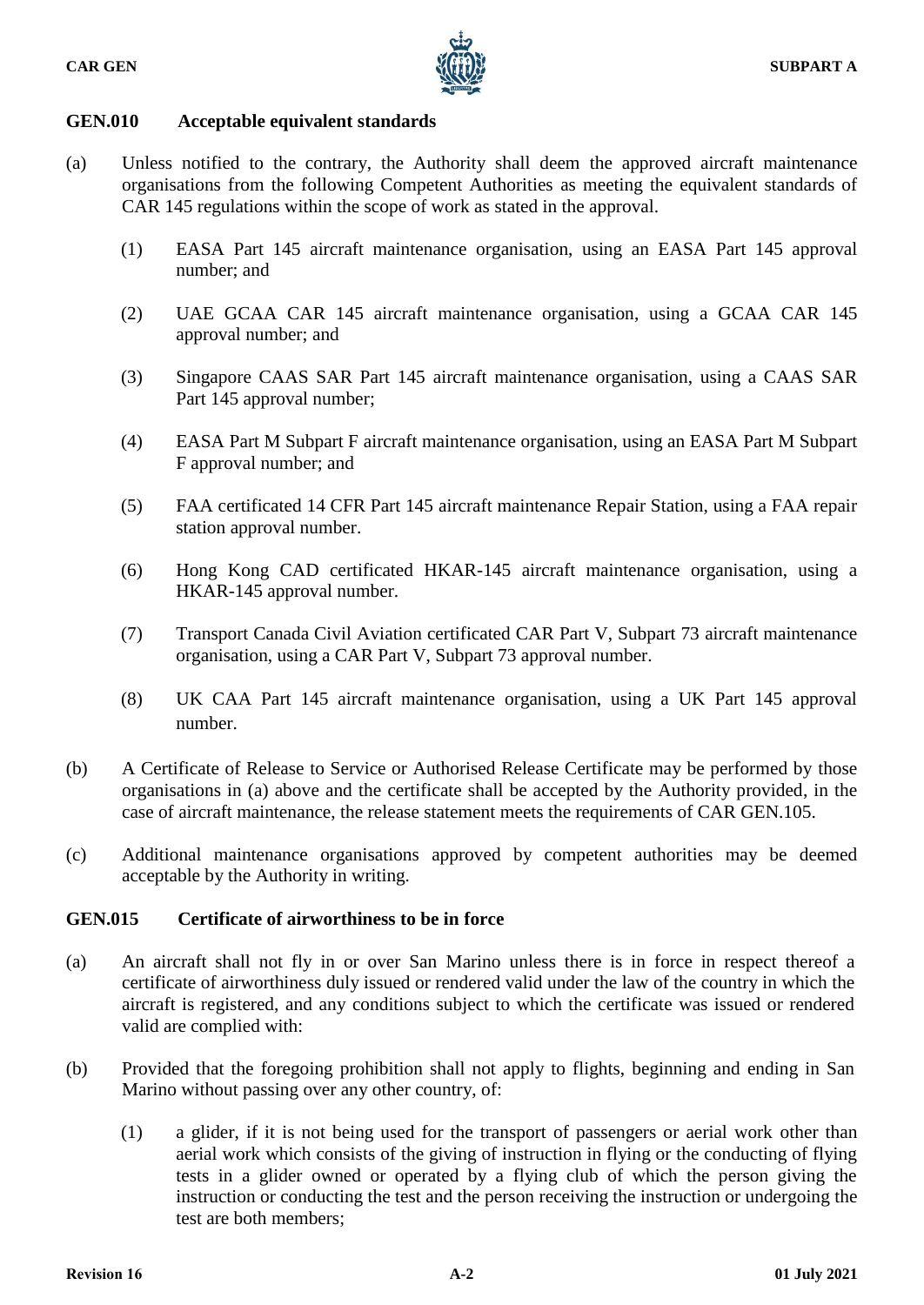### GEN.010 Acceptable equivalent standards

(a) Unless notified to the contrary, the Authority shall deem the approved aircraft maintenance organisations from the following Competent Authorities as meeting the equivalent standards of CAR 145 regulations within the scope of work as stated in the approval.

(1) EASA Part 145 aircraft maintenance organisation, using an EASA Part 145 approval number; and

(2) UAE GCAA CAR 145 aircraft maintenance organisation, using a GCAA CAR 145 approval number; and

(3) Singapore CAAS SAR Part 145 aircraft maintenance organisation, using a CAAS SAR Part 145 approval number;

(4) EASA Part M Subpart F aircraft maintenance organisation, using an EASA Part M Subpart F approval number; and

(5) FAA certificated 14 CFR Part 145 aircraft maintenance Repair Station, using a FAA repair station approval number.

(6) Hong Kong CAD certificated HKAR-145 aircraft maintenance organisation, using a HKAR-145 approval number.

(7) Transport Canada Civil Aviation certificated CAR Part V, Subpart 73 aircraft maintenance organisation, using a CAR Part V, Subpart 73 approval number.

(8) UK CAA Part 145 aircraft maintenance organisation, using a UK Part 145 approval number.

(b) A Certificate of Release to Service or Authorised Release Certificate may be performed by those organisations in (a) above and the certificate shall be accepted by the Authority provided, in the case of aircraft maintenance, the release statement meets the requirements of CAR GEN.105.

(c) Additional maintenance organisations approved by competent authorities may be deemed acceptable by the Authority in writing.

### GEN.015 Certificate of airworthiness to be in force

(a) An aircraft shall not fly in or over San Marino unless there is in force in respect thereof a certificate of airworthiness duly issued or rendered valid under the law of the country in which the aircraft is registered, and any conditions subject to which the certificate was issued or rendered valid are complied with:

(b) Provided that the foregoing prohibition shall not apply to flights, beginning and ending in San Marino without passing over any other country, of:

(1) a glider, if it is not being used for the transport of passengers or aerial work other than aerial work which consists of the giving of instruction in flying or the conducting of flying tests in a glider owned or operated by a flying club of which the person giving the instruction or conducting the test and the person receiving the instruction or undergoing the test are both members;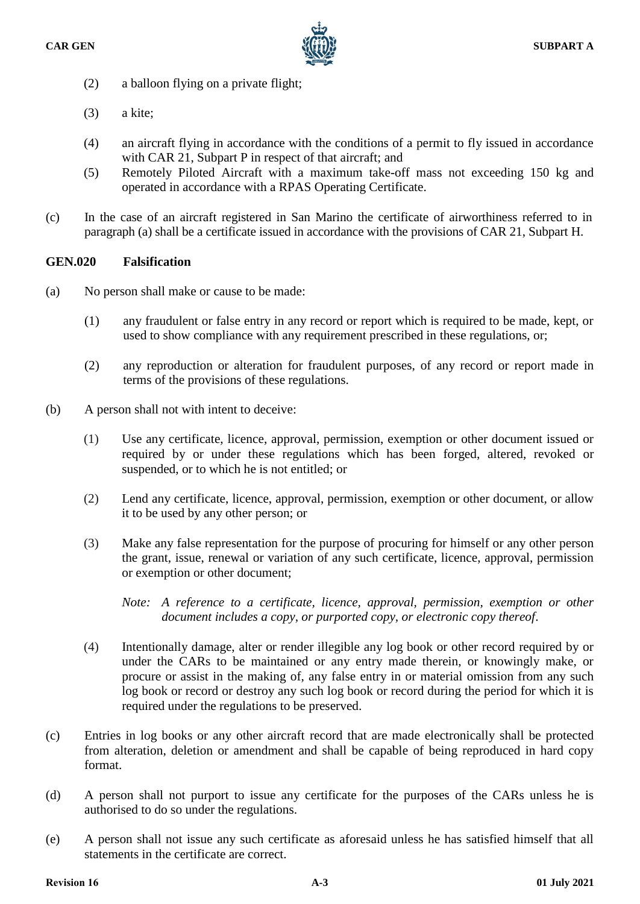(2) a balloon flying on a private flight;

(3) a kite;

(4) an aircraft flying in accordance with the conditions of a permit to fly issued in accordance with CAR 21, Subpart P in respect of that aircraft; and

(5) Remotely Piloted Aircraft with a maximum take-off mass not exceeding 150 kg and operated in accordance with a RPAS Operating Certificate.

(c) In the case of an aircraft registered in San Marino the certificate of airworthiness referred to in paragraph (a) shall be a certificate issued in accordance with the provisions of CAR 21, Subpart H.

### GEN.020 Falsification

(a) No person shall make or cause to be made:

(1) any fraudulent or false entry in any record or report which is required to be made, kept, or used to show compliance with any requirement prescribed in these regulations, or;

(2) any reproduction or alteration for fraudulent purposes, of any record or report made in terms of the provisions of these regulations.

(b) A person shall not with intent to deceive:

(1) Use any certificate, licence, approval, permission, exemption or other document issued or required by or under these regulations which has been forged, altered, revoked or suspended, or to which he is not entitled; or

(2) Lend any certificate, licence, approval, permission, exemption or other document, or allow it to be used by any other person; or

(3) Make any false representation for the purpose of procuring for himself or any other person the grant, issue, renewal or variation of any such certificate, licence, approval, permission or exemption or other document;

*Note: A reference to a certificate, licence, approval, permission, exemption or other document includes a copy, or purported copy, or electronic copy thereof.*

(4) Intentionally damage, alter or render illegible any log book or other record required by or under the CARs to be maintained or any entry made therein, or knowingly make, or procure or assist in the making of, any false entry in or material omission from any such log book or record or destroy any such log book or record during the period for which it is required under the regulations to be preserved.

(c) Entries in log books or any other aircraft record that are made electronically shall be protected from alteration, deletion or amendment and shall be capable of being reproduced in hard copy format.

(d) A person shall not purport to issue any certificate for the purposes of the CARs unless he is authorised to do so under the regulations.

(e) A person shall not issue any such certificate as aforesaid unless he has satisfied himself that all statements in the certificate are correct.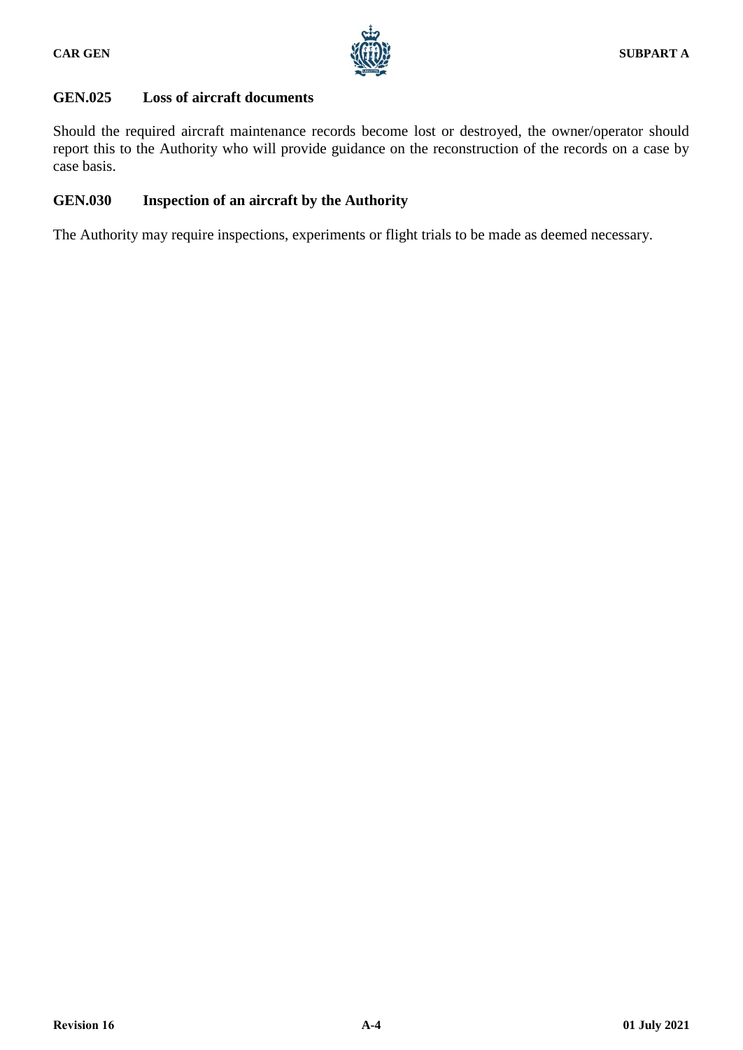## GEN.025 Loss of aircraft documents

Should the required aircraft maintenance records become lost or destroyed, the owner/operator should report this to the Authority who will provide guidance on the reconstruction of the records on a case by case basis.

## GEN.030 Inspection of an aircraft by the Authority

The Authority may require inspections, experiments or flight trials to be made as deemed necessary.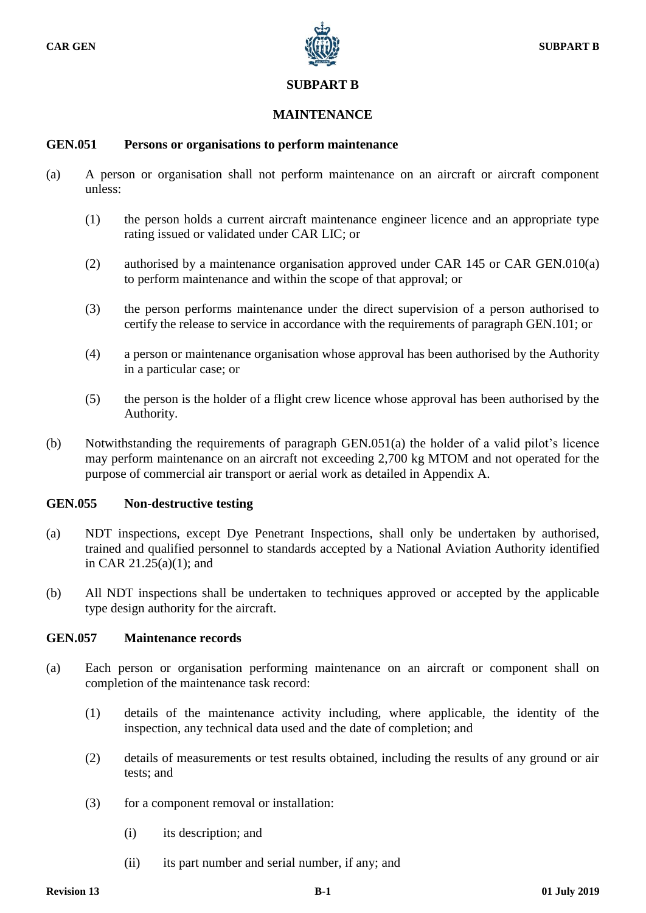# SUBPART B

## MAINTENANCE

### GEN.051 Persons or organisations to perform maintenance

(a) A person or organisation shall not perform maintenance on an aircraft or aircraft component unless:

  (1) the person holds a current aircraft maintenance engineer licence and an appropriate type rating issued or validated under CAR LIC; or

  (2) authorised by a maintenance organisation approved under CAR 145 or CAR GEN.010(a) to perform maintenance and within the scope of that approval; or

  (3) the person performs maintenance under the direct supervision of a person authorised to certify the release to service in accordance with the requirements of paragraph GEN.101; or

  (4) a person or maintenance organisation whose approval has been authorised by the Authority in a particular case; or

  (5) the person is the holder of a flight crew licence whose approval has been authorised by the Authority.

(b) Notwithstanding the requirements of paragraph GEN.051(a) the holder of a valid pilot's licence may perform maintenance on an aircraft not exceeding 2,700 kg MTOM and not operated for the purpose of commercial air transport or aerial work as detailed in Appendix A.

### GEN.055 Non-destructive testing

(a) NDT inspections, except Dye Penetrant Inspections, shall only be undertaken by authorised, trained and qualified personnel to standards accepted by a National Aviation Authority identified in CAR 21.25(a)(1); and

(b) All NDT inspections shall be undertaken to techniques approved or accepted by the applicable type design authority for the aircraft.

### GEN.057 Maintenance records

(a) Each person or organisation performing maintenance on an aircraft or component shall on completion of the maintenance task record:

  (1) details of the maintenance activity including, where applicable, the identity of the inspection, any technical data used and the date of completion; and

  (2) details of measurements or test results obtained, including the results of any ground or air tests; and

  (3) for a component removal or installation:

    (i) its description; and

    (ii) its part number and serial number, if any; and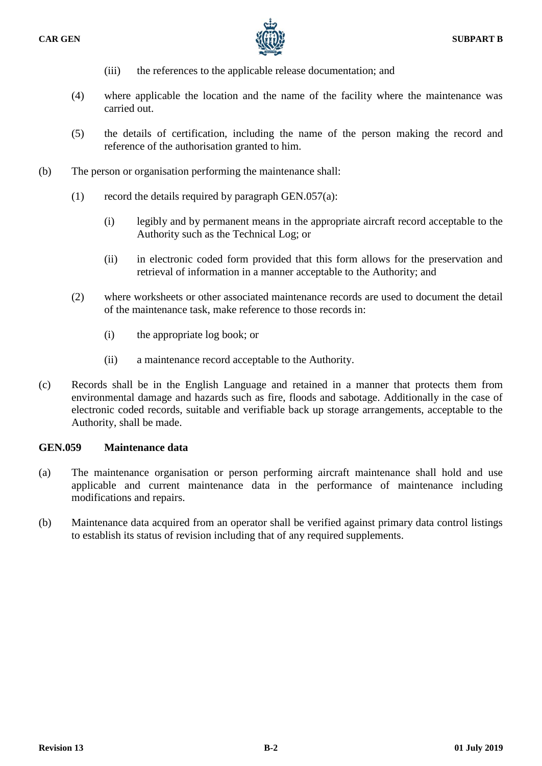(iii) the references to the applicable release documentation; and

(4) where applicable the location and the name of the facility where the maintenance was carried out.

(5) the details of certification, including the name of the person making the record and reference of the authorisation granted to him.

(b) The person or organisation performing the maintenance shall:

(1) record the details required by paragraph GEN.057(a):

(i) legibly and by permanent means in the appropriate aircraft record acceptable to the Authority such as the Technical Log; or

(ii) in electronic coded form provided that this form allows for the preservation and retrieval of information in a manner acceptable to the Authority; and

(2) where worksheets or other associated maintenance records are used to document the detail of the maintenance task, make reference to those records in:

(i) the appropriate log book; or

(ii) a maintenance record acceptable to the Authority.

(c) Records shall be in the English Language and retained in a manner that protects them from environmental damage and hazards such as fire, floods and sabotage. Additionally in the case of electronic coded records, suitable and verifiable back up storage arrangements, acceptable to the Authority, shall be made.

### GEN.059 Maintenance data

(a) The maintenance organisation or person performing aircraft maintenance shall hold and use applicable and current maintenance data in the performance of maintenance including modifications and repairs.

(b) Maintenance data acquired from an operator shall be verified against primary data control listings to establish its status of revision including that of any required supplements.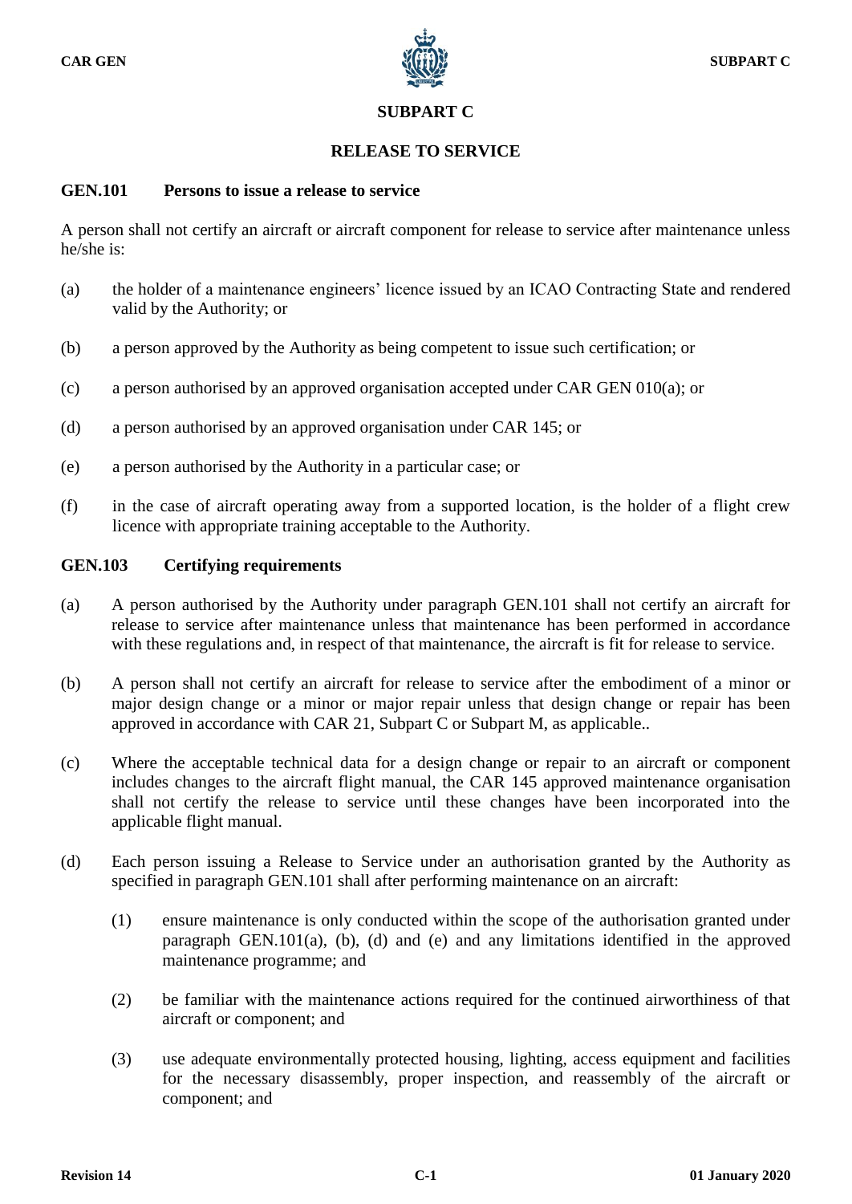# SUBPART C

## RELEASE TO SERVICE

### GEN.101 Persons to issue a release to service

A person shall not certify an aircraft or aircraft component for release to service after maintenance unless he/she is:

(a) the holder of a maintenance engineers' licence issued by an ICAO Contracting State and rendered valid by the Authority; or

(b) a person approved by the Authority as being competent to issue such certification; or

(c) a person authorised by an approved organisation accepted under CAR GEN 010(a); or

(d) a person authorised by an approved organisation under CAR 145; or

(e) a person authorised by the Authority in a particular case; or

(f) in the case of aircraft operating away from a supported location, is the holder of a flight crew licence with appropriate training acceptable to the Authority.

### GEN.103 Certifying requirements

(a) A person authorised by the Authority under paragraph GEN.101 shall not certify an aircraft for release to service after maintenance unless that maintenance has been performed in accordance with these regulations and, in respect of that maintenance, the aircraft is fit for release to service.

(b) A person shall not certify an aircraft for release to service after the embodiment of a minor or major design change or a minor or major repair unless that design change or repair has been approved in accordance with CAR 21, Subpart C or Subpart M, as applicable..

(c) Where the acceptable technical data for a design change or repair to an aircraft or component includes changes to the aircraft flight manual, the CAR 145 approved maintenance organisation shall not certify the release to service until these changes have been incorporated into the applicable flight manual.

(d) Each person issuing a Release to Service under an authorisation granted by the Authority as specified in paragraph GEN.101 shall after performing maintenance on an aircraft:

(1) ensure maintenance is only conducted within the scope of the authorisation granted under paragraph GEN.101(a), (b), (d) and (e) and any limitations identified in the approved maintenance programme; and

(2) be familiar with the maintenance actions required for the continued airworthiness of that aircraft or component; and

(3) use adequate environmentally protected housing, lighting, access equipment and facilities for the necessary disassembly, proper inspection, and reassembly of the aircraft or component; and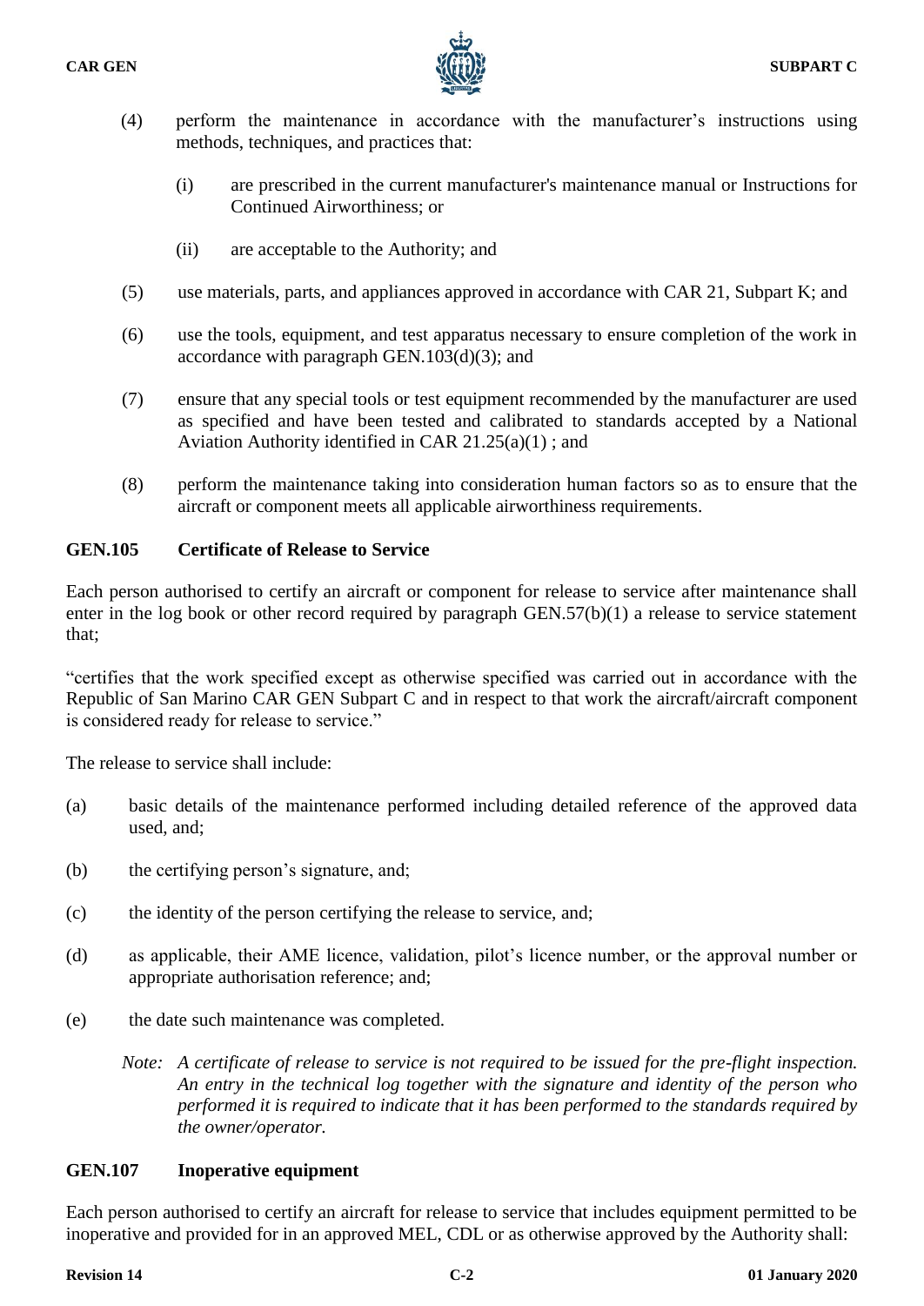(4) perform the maintenance in accordance with the manufacturer's instructions using methods, techniques, and practices that:

   (i) are prescribed in the current manufacturer's maintenance manual or Instructions for Continued Airworthiness; or

   (ii) are acceptable to the Authority; and

(5) use materials, parts, and appliances approved in accordance with CAR 21, Subpart K; and

(6) use the tools, equipment, and test apparatus necessary to ensure completion of the work in accordance with paragraph GEN.103(d)(3); and

(7) ensure that any special tools or test equipment recommended by the manufacturer are used as specified and have been tested and calibrated to standards accepted by a National Aviation Authority identified in CAR 21.25(a)(1) ; and

(8) perform the maintenance taking into consideration human factors so as to ensure that the aircraft or component meets all applicable airworthiness requirements.

## GEN.105 Certificate of Release to Service

Each person authorised to certify an aircraft or component for release to service after maintenance shall enter in the log book or other record required by paragraph GEN.57(b)(1) a release to service statement that;

"certifies that the work specified except as otherwise specified was carried out in accordance with the Republic of San Marino CAR GEN Subpart C and in respect to that work the aircraft/aircraft component is considered ready for release to service."

The release to service shall include:

(a) basic details of the maintenance performed including detailed reference of the approved data used, and;

(b) the certifying person's signature, and;

(c) the identity of the person certifying the release to service, and;

(d) as applicable, their AME licence, validation, pilot's licence number, or the approval number or appropriate authorisation reference; and;

(e) the date such maintenance was completed.

*Note: A certificate of release to service is not required to be issued for the pre-flight inspection. An entry in the technical log together with the signature and identity of the person who performed it is required to indicate that it has been performed to the standards required by the owner/operator.*

## GEN.107 Inoperative equipment

Each person authorised to certify an aircraft for release to service that includes equipment permitted to be inoperative and provided for in an approved MEL, CDL or as otherwise approved by the Authority shall: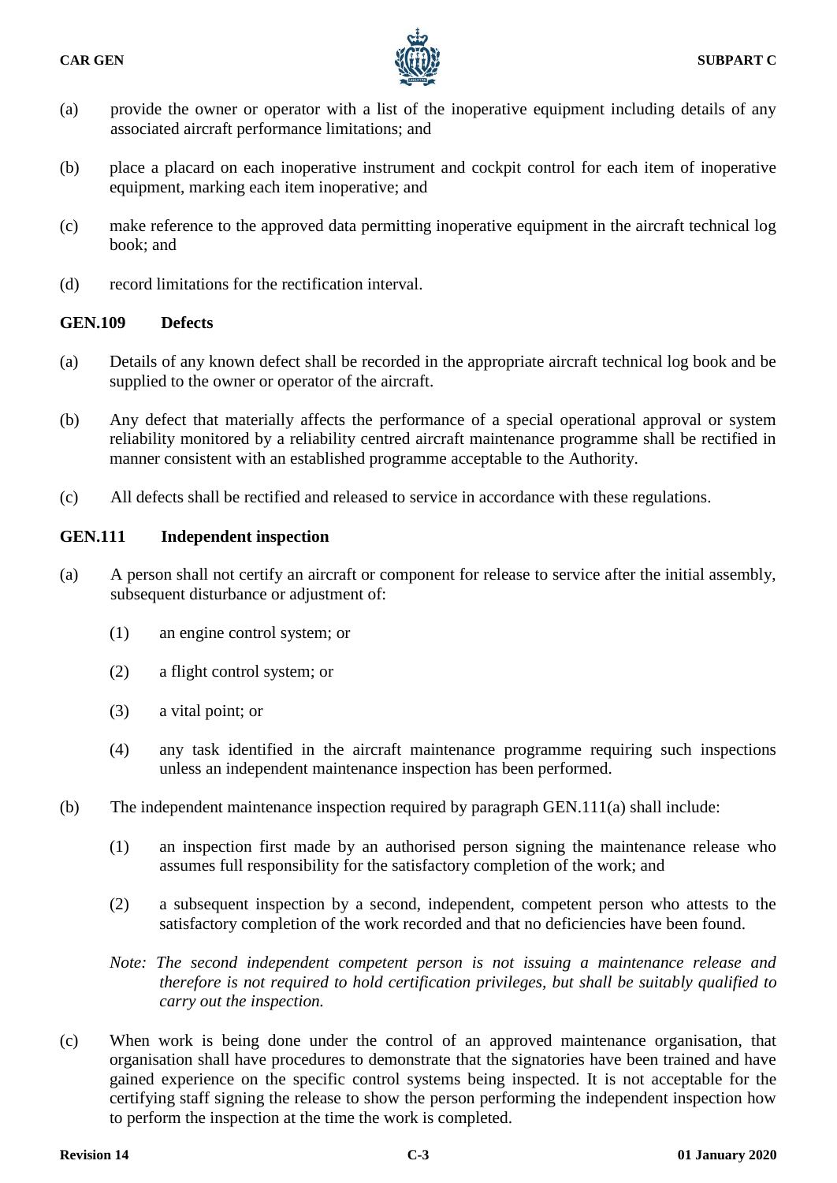(a) provide the owner or operator with a list of the inoperative equipment including details of any associated aircraft performance limitations; and

(b) place a placard on each inoperative instrument and cockpit control for each item of inoperative equipment, marking each item inoperative; and

(c) make reference to the approved data permitting inoperative equipment in the aircraft technical log book; and

(d) record limitations for the rectification interval.

### GEN.109 Defects

(a) Details of any known defect shall be recorded in the appropriate aircraft technical log book and be supplied to the owner or operator of the aircraft.

(b) Any defect that materially affects the performance of a special operational approval or system reliability monitored by a reliability centred aircraft maintenance programme shall be rectified in manner consistent with an established programme acceptable to the Authority.

(c) All defects shall be rectified and released to service in accordance with these regulations.

### GEN.111 Independent inspection

(a) A person shall not certify an aircraft or component for release to service after the initial assembly, subsequent disturbance or adjustment of:

  (1) an engine control system; or

  (2) a flight control system; or

  (3) a vital point; or

  (4) any task identified in the aircraft maintenance programme requiring such inspections unless an independent maintenance inspection has been performed.

(b) The independent maintenance inspection required by paragraph GEN.111(a) shall include:

  (1) an inspection first made by an authorised person signing the maintenance release who assumes full responsibility for the satisfactory completion of the work; and

  (2) a subsequent inspection by a second, independent, competent person who attests to the satisfactory completion of the work recorded and that no deficiencies have been found.

  *Note: The second independent competent person is not issuing a maintenance release and therefore is not required to hold certification privileges, but shall be suitably qualified to carry out the inspection.*

(c) When work is being done under the control of an approved maintenance organisation, that organisation shall have procedures to demonstrate that the signatories have been trained and have gained experience on the specific control systems being inspected. It is not acceptable for the certifying staff signing the release to show the person performing the independent inspection how to perform the inspection at the time the work is completed.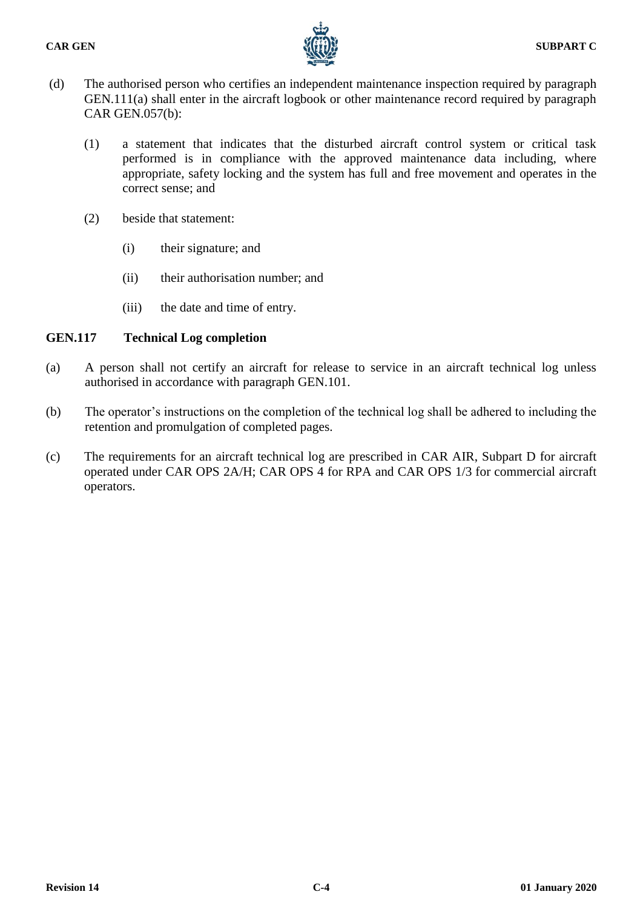(d) The authorised person who certifies an independent maintenance inspection required by paragraph GEN.111(a) shall enter in the aircraft logbook or other maintenance record required by paragraph CAR GEN.057(b):

   (1) a statement that indicates that the disturbed aircraft control system or critical task performed is in compliance with the approved maintenance data including, where appropriate, safety locking and the system has full and free movement and operates in the correct sense; and

   (2) beside that statement:

      (i) their signature; and

      (ii) their authorisation number; and

      (iii) the date and time of entry.

## GEN.117 Technical Log completion

(a) A person shall not certify an aircraft for release to service in an aircraft technical log unless authorised in accordance with paragraph GEN.101.

(b) The operator's instructions on the completion of the technical log shall be adhered to including the retention and promulgation of completed pages.

(c) The requirements for an aircraft technical log are prescribed in CAR AIR, Subpart D for aircraft operated under CAR OPS 2A/H; CAR OPS 4 for RPA and CAR OPS 1/3 for commercial aircraft operators.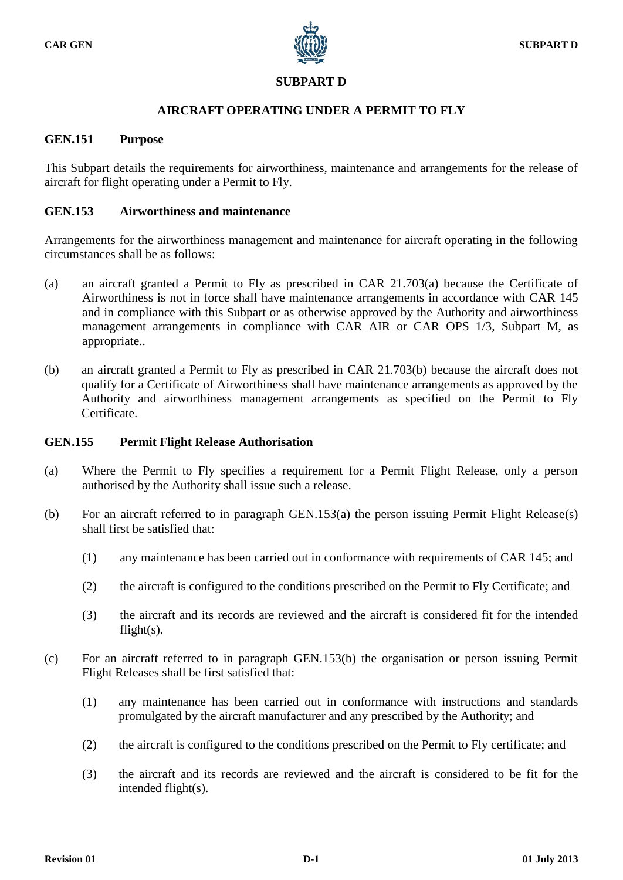# SUBPART D

## AIRCRAFT OPERATING UNDER A PERMIT TO FLY

### GEN.151 Purpose

This Subpart details the requirements for airworthiness, maintenance and arrangements for the release of aircraft for flight operating under a Permit to Fly.

### GEN.153 Airworthiness and maintenance

Arrangements for the airworthiness management and maintenance for aircraft operating in the following circumstances shall be as follows:

(a) an aircraft granted a Permit to Fly as prescribed in CAR 21.703(a) because the Certificate of Airworthiness is not in force shall have maintenance arrangements in accordance with CAR 145 and in compliance with this Subpart or as otherwise approved by the Authority and airworthiness management arrangements in compliance with CAR AIR or CAR OPS 1/3, Subpart M, as appropriate..

(b) an aircraft granted a Permit to Fly as prescribed in CAR 21.703(b) because the aircraft does not qualify for a Certificate of Airworthiness shall have maintenance arrangements as approved by the Authority and airworthiness management arrangements as specified on the Permit to Fly Certificate.

### GEN.155 Permit Flight Release Authorisation

(a) Where the Permit to Fly specifies a requirement for a Permit Flight Release, only a person authorised by the Authority shall issue such a release.

(b) For an aircraft referred to in paragraph GEN.153(a) the person issuing Permit Flight Release(s) shall first be satisfied that:

  (1) any maintenance has been carried out in conformance with requirements of CAR 145; and

  (2) the aircraft is configured to the conditions prescribed on the Permit to Fly Certificate; and

  (3) the aircraft and its records are reviewed and the aircraft is considered fit for the intended flight(s).

(c) For an aircraft referred to in paragraph GEN.153(b) the organisation or person issuing Permit Flight Releases shall be first satisfied that:

  (1) any maintenance has been carried out in conformance with instructions and standards promulgated by the aircraft manufacturer and any prescribed by the Authority; and

  (2) the aircraft is configured to the conditions prescribed on the Permit to Fly certificate; and

  (3) the aircraft and its records are reviewed and the aircraft is considered to be fit for the intended flight(s).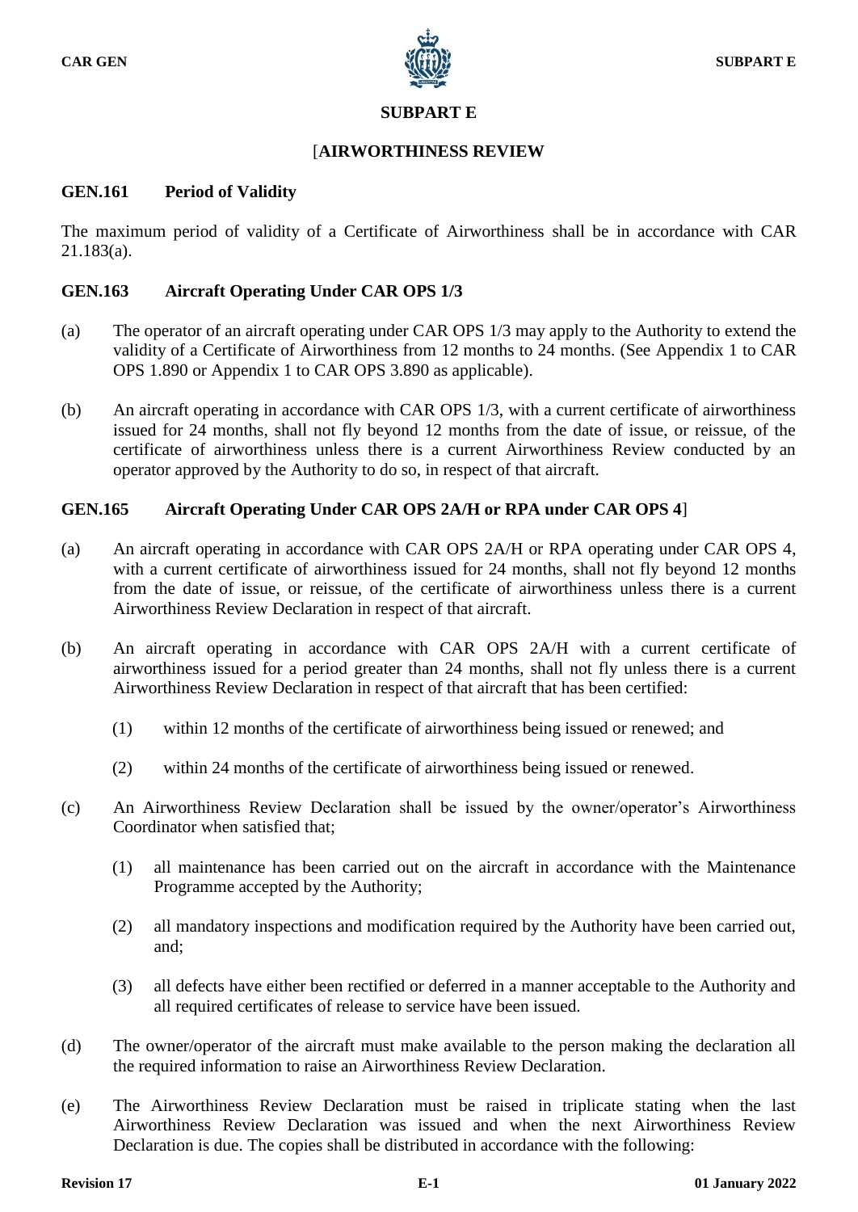# SUBPART E

## [AIRWORTHINESS REVIEW

### GEN.161 Period of Validity

The maximum period of validity of a Certificate of Airworthiness shall be in accordance with CAR 21.183(a).

### GEN.163 Aircraft Operating Under CAR OPS 1/3

(a) The operator of an aircraft operating under CAR OPS 1/3 may apply to the Authority to extend the validity of a Certificate of Airworthiness from 12 months to 24 months. (See Appendix 1 to CAR OPS 1.890 or Appendix 1 to CAR OPS 3.890 as applicable).

(b) An aircraft operating in accordance with CAR OPS 1/3, with a current certificate of airworthiness issued for 24 months, shall not fly beyond 12 months from the date of issue, or reissue, of the certificate of airworthiness unless there is a current Airworthiness Review conducted by an operator approved by the Authority to do so, in respect of that aircraft.

### GEN.165 Aircraft Operating Under CAR OPS 2A/H or RPA under CAR OPS 4]

(a) An aircraft operating in accordance with CAR OPS 2A/H or RPA operating under CAR OPS 4, with a current certificate of airworthiness issued for 24 months, shall not fly beyond 12 months from the date of issue, or reissue, of the certificate of airworthiness unless there is a current Airworthiness Review Declaration in respect of that aircraft.

(b) An aircraft operating in accordance with CAR OPS 2A/H with a current certificate of airworthiness issued for a period greater than 24 months, shall not fly unless there is a current Airworthiness Review Declaration in respect of that aircraft that has been certified:

(1) within 12 months of the certificate of airworthiness being issued or renewed; and

(2) within 24 months of the certificate of airworthiness being issued or renewed.

(c) An Airworthiness Review Declaration shall be issued by the owner/operator's Airworthiness Coordinator when satisfied that;

(1) all maintenance has been carried out on the aircraft in accordance with the Maintenance Programme accepted by the Authority;

(2) all mandatory inspections and modification required by the Authority have been carried out, and;

(3) all defects have either been rectified or deferred in a manner acceptable to the Authority and all required certificates of release to service have been issued.

(d) The owner/operator of the aircraft must make available to the person making the declaration all the required information to raise an Airworthiness Review Declaration.

(e) The Airworthiness Review Declaration must be raised in triplicate stating when the last Airworthiness Review Declaration was issued and when the next Airworthiness Review Declaration is due. The copies shall be distributed in accordance with the following: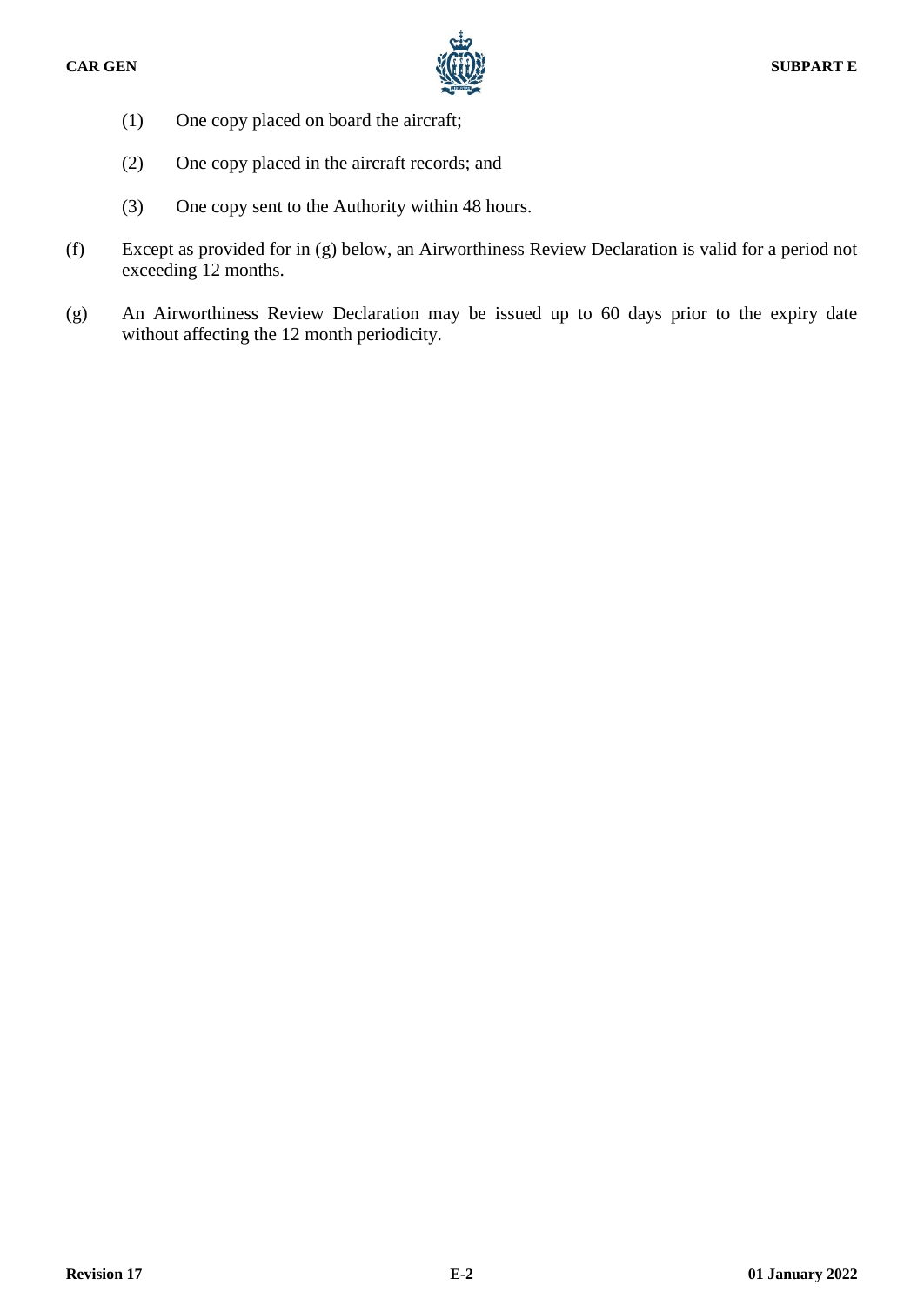(1) One copy placed on board the aircraft;

(2) One copy placed in the aircraft records; and

(3) One copy sent to the Authority within 48 hours.

(f) Except as provided for in (g) below, an Airworthiness Review Declaration is valid for a period not exceeding 12 months.

(g) An Airworthiness Review Declaration may be issued up to 60 days prior to the expiry date without affecting the 12 month periodicity.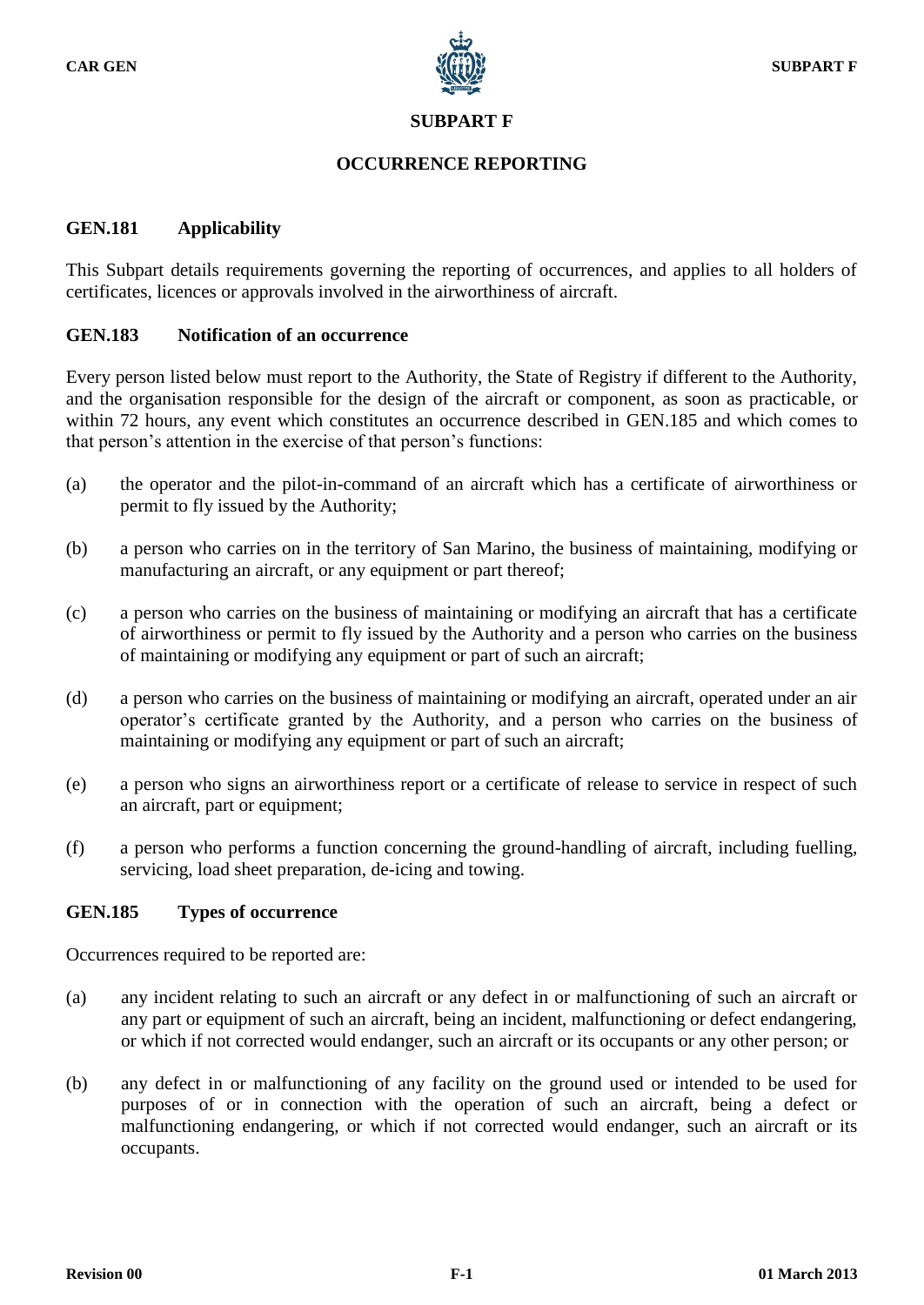# SUBPART F

## OCCURRENCE REPORTING

### GEN.181 Applicability

This Subpart details requirements governing the reporting of occurrences, and applies to all holders of certificates, licences or approvals involved in the airworthiness of aircraft.

### GEN.183 Notification of an occurrence

Every person listed below must report to the Authority, the State of Registry if different to the Authority, and the organisation responsible for the design of the aircraft or component, as soon as practicable, or within 72 hours, any event which constitutes an occurrence described in GEN.185 and which comes to that person's attention in the exercise of that person's functions:

(a) the operator and the pilot-in-command of an aircraft which has a certificate of airworthiness or permit to fly issued by the Authority;

(b) a person who carries on in the territory of San Marino, the business of maintaining, modifying or manufacturing an aircraft, or any equipment or part thereof;

(c) a person who carries on the business of maintaining or modifying an aircraft that has a certificate of airworthiness or permit to fly issued by the Authority and a person who carries on the business of maintaining or modifying any equipment or part of such an aircraft;

(d) a person who carries on the business of maintaining or modifying an aircraft, operated under an air operator's certificate granted by the Authority, and a person who carries on the business of maintaining or modifying any equipment or part of such an aircraft;

(e) a person who signs an airworthiness report or a certificate of release to service in respect of such an aircraft, part or equipment;

(f) a person who performs a function concerning the ground-handling of aircraft, including fuelling, servicing, load sheet preparation, de-icing and towing.

### GEN.185 Types of occurrence

Occurrences required to be reported are:

(a) any incident relating to such an aircraft or any defect in or malfunctioning of such an aircraft or any part or equipment of such an aircraft, being an incident, malfunctioning or defect endangering, or which if not corrected would endanger, such an aircraft or its occupants or any other person; or

(b) any defect in or malfunctioning of any facility on the ground used or intended to be used for purposes of or in connection with the operation of such an aircraft, being a defect or malfunctioning endangering, or which if not corrected would endanger, such an aircraft or its occupants.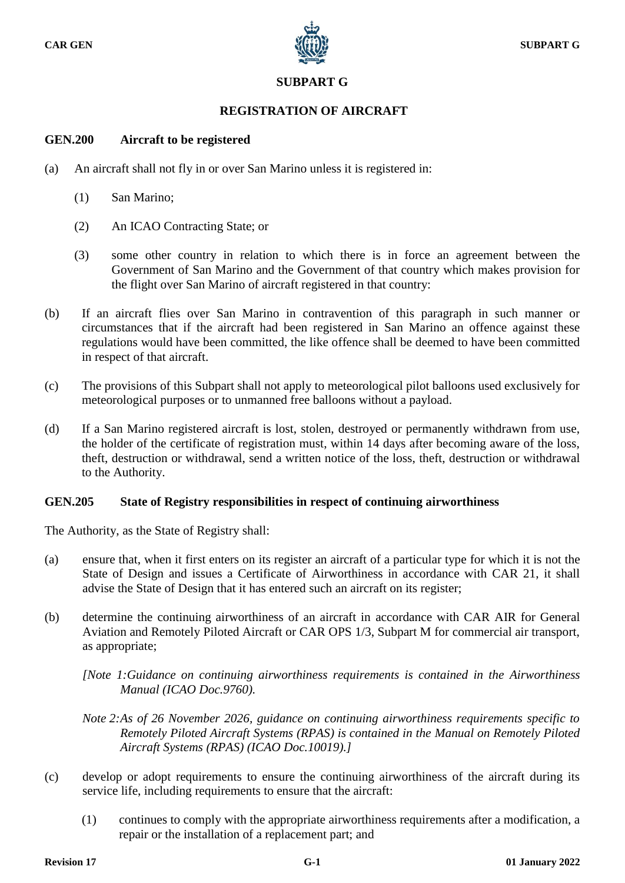## SUBPART G

## REGISTRATION OF AIRCRAFT

### GEN.200 Aircraft to be registered

(a) An aircraft shall not fly in or over San Marino unless it is registered in:

 (1) San Marino;

 (2) An ICAO Contracting State; or

 (3) some other country in relation to which there is in force an agreement between the Government of San Marino and the Government of that country which makes provision for the flight over San Marino of aircraft registered in that country:

(b) If an aircraft flies over San Marino in contravention of this paragraph in such manner or circumstances that if the aircraft had been registered in San Marino an offence against these regulations would have been committed, the like offence shall be deemed to have been committed in respect of that aircraft.

(c) The provisions of this Subpart shall not apply to meteorological pilot balloons used exclusively for meteorological purposes or to unmanned free balloons without a payload.

(d) If a San Marino registered aircraft is lost, stolen, destroyed or permanently withdrawn from use, the holder of the certificate of registration must, within 14 days after becoming aware of the loss, theft, destruction or withdrawal, send a written notice of the loss, theft, destruction or withdrawal to the Authority.

### GEN.205 State of Registry responsibilities in respect of continuing airworthiness

The Authority, as the State of Registry shall:

(a) ensure that, when it first enters on its register an aircraft of a particular type for which it is not the State of Design and issues a Certificate of Airworthiness in accordance with CAR 21, it shall advise the State of Design that it has entered such an aircraft on its register;

(b) determine the continuing airworthiness of an aircraft in accordance with CAR AIR for General Aviation and Remotely Piloted Aircraft or CAR OPS 1/3, Subpart M for commercial air transport, as appropriate;

 *[Note 1:Guidance on continuing airworthiness requirements is contained in the Airworthiness Manual (ICAO Doc.9760).*

 *Note 2:As of 26 November 2026, guidance on continuing airworthiness requirements specific to Remotely Piloted Aircraft Systems (RPAS) is contained in the Manual on Remotely Piloted Aircraft Systems (RPAS) (ICAO Doc.10019).]*

(c) develop or adopt requirements to ensure the continuing airworthiness of the aircraft during its service life, including requirements to ensure that the aircraft:

 (1) continues to comply with the appropriate airworthiness requirements after a modification, a repair or the installation of a replacement part; and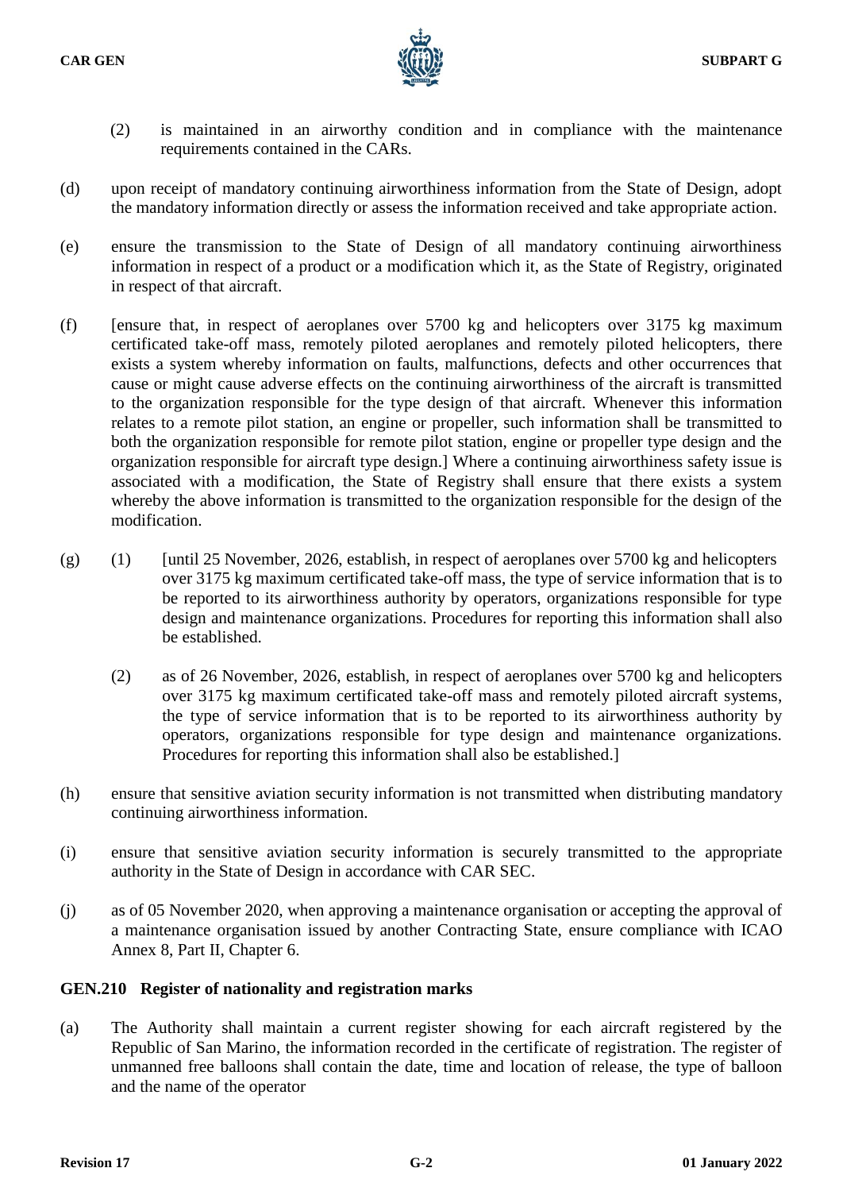(2) is maintained in an airworthy condition and in compliance with the maintenance requirements contained in the CARs.

(d) upon receipt of mandatory continuing airworthiness information from the State of Design, adopt the mandatory information directly or assess the information received and take appropriate action.

(e) ensure the transmission to the State of Design of all mandatory continuing airworthiness information in respect of a product or a modification which it, as the State of Registry, originated in respect of that aircraft.

(f) [ensure that, in respect of aeroplanes over 5700 kg and helicopters over 3175 kg maximum certificated take-off mass, remotely piloted aeroplanes and remotely piloted helicopters, there exists a system whereby information on faults, malfunctions, defects and other occurrences that cause or might cause adverse effects on the continuing airworthiness of the aircraft is transmitted to the organization responsible for the type design of that aircraft. Whenever this information relates to a remote pilot station, an engine or propeller, such information shall be transmitted to both the organization responsible for remote pilot station, engine or propeller type design and the organization responsible for aircraft type design.] Where a continuing airworthiness safety issue is associated with a modification, the State of Registry shall ensure that there exists a system whereby the above information is transmitted to the organization responsible for the design of the modification.

(g) (1) [until 25 November, 2026, establish, in respect of aeroplanes over 5700 kg and helicopters over 3175 kg maximum certificated take-off mass, the type of service information that is to be reported to its airworthiness authority by operators, organizations responsible for type design and maintenance organizations. Procedures for reporting this information shall also be established.

(2) as of 26 November, 2026, establish, in respect of aeroplanes over 5700 kg and helicopters over 3175 kg maximum certificated take-off mass and remotely piloted aircraft systems, the type of service information that is to be reported to its airworthiness authority by operators, organizations responsible for type design and maintenance organizations. Procedures for reporting this information shall also be established.]

(h) ensure that sensitive aviation security information is not transmitted when distributing mandatory continuing airworthiness information.

(i) ensure that sensitive aviation security information is securely transmitted to the appropriate authority in the State of Design in accordance with CAR SEC.

(j) as of 05 November 2020, when approving a maintenance organisation or accepting the approval of a maintenance organisation issued by another Contracting State, ensure compliance with ICAO Annex 8, Part II, Chapter 6.

### GEN.210 Register of nationality and registration marks

(a) The Authority shall maintain a current register showing for each aircraft registered by the Republic of San Marino, the information recorded in the certificate of registration. The register of unmanned free balloons shall contain the date, time and location of release, the type of balloon and the name of the operator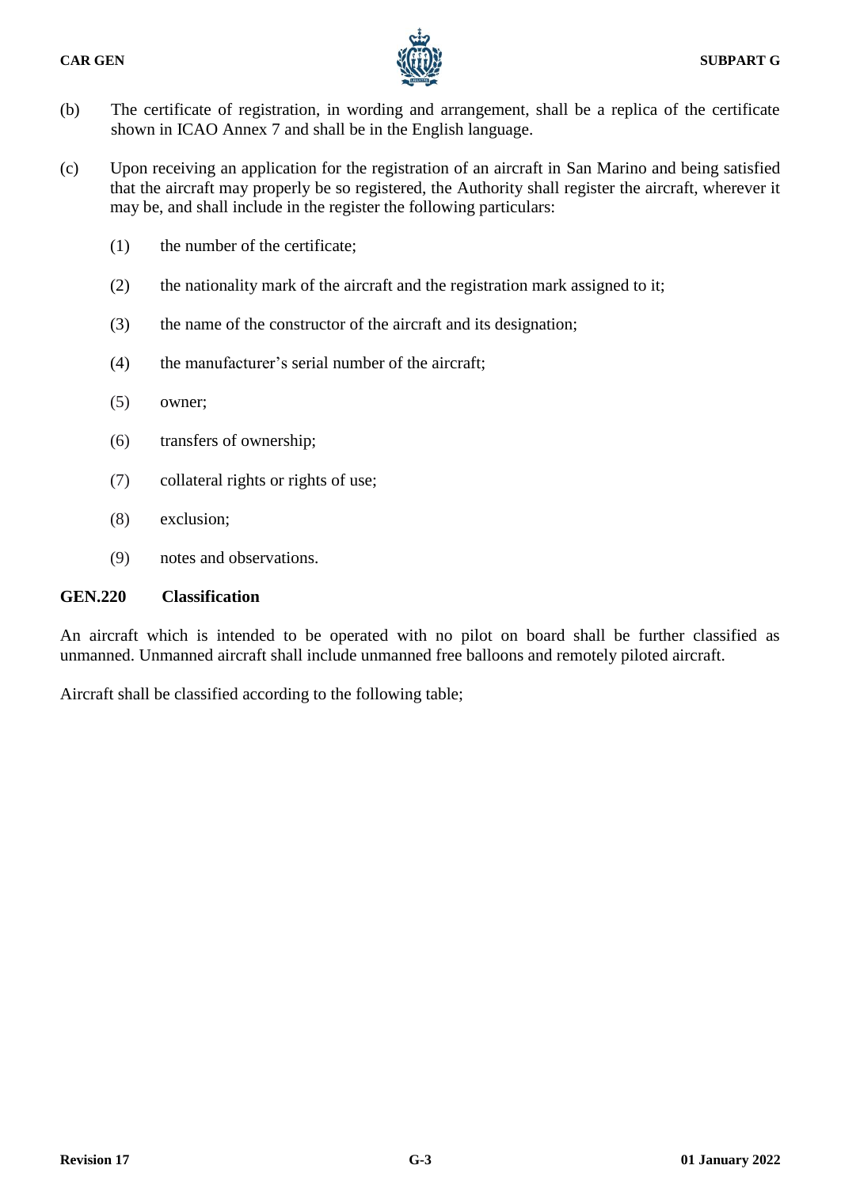(b) The certificate of registration, in wording and arrangement, shall be a replica of the certificate shown in ICAO Annex 7 and shall be in the English language.

(c) Upon receiving an application for the registration of an aircraft in San Marino and being satisfied that the aircraft may properly be so registered, the Authority shall register the aircraft, wherever it may be, and shall include in the register the following particulars:

(1) the number of the certificate;

(2) the nationality mark of the aircraft and the registration mark assigned to it;

(3) the name of the constructor of the aircraft and its designation;

(4) the manufacturer's serial number of the aircraft;

(5) owner;

(6) transfers of ownership;

(7) collateral rights or rights of use;

(8) exclusion;

(9) notes and observations.

### GEN.220 Classification

An aircraft which is intended to be operated with no pilot on board shall be further classified as unmanned. Unmanned aircraft shall include unmanned free balloons and remotely piloted aircraft.

Aircraft shall be classified according to the following table;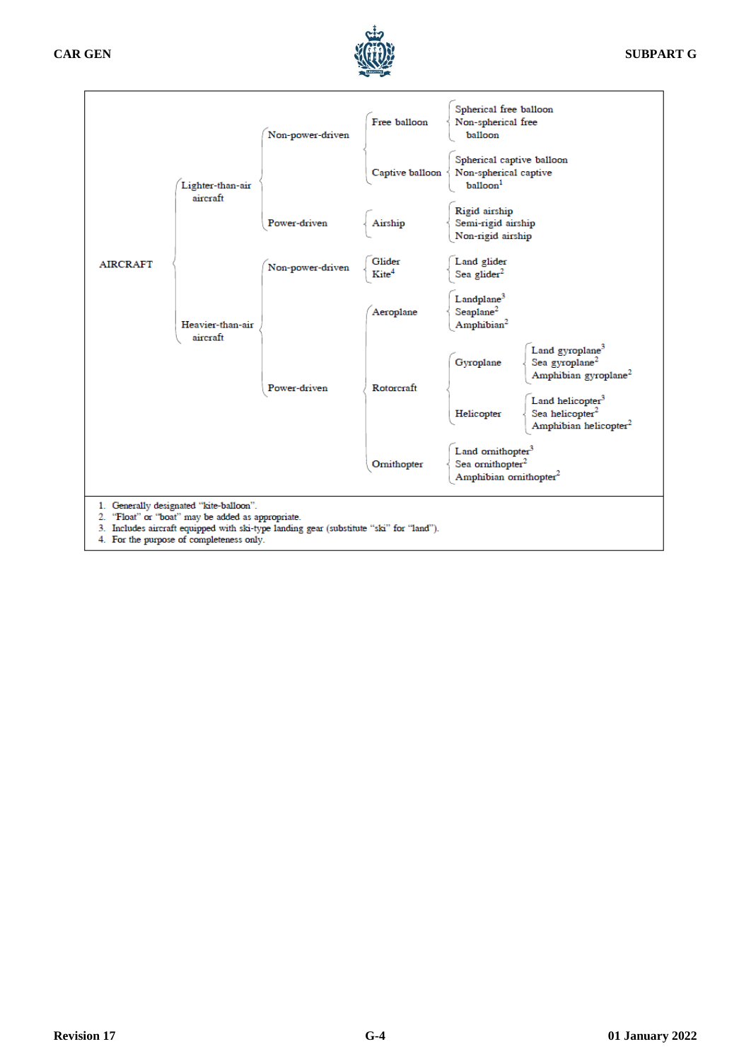- **AIRCRAFT**
  - Lighter-than-air aircraft
    - Non-power-driven
      - Free balloon
        - Spherical free balloon
        - Non-spherical free balloon
      - Captive balloon
        - Spherical captive balloon
        - Non-spherical captive balloon[1]
    - Power-driven
      - Airship
        - Rigid airship
        - Semi-rigid airship
        - Non-rigid airship
  - Heavier-than-air aircraft
    - Non-power-driven
      - Glider
        - Land glider
        - Sea glider[2]
      - Kite[4]
    - Power-driven
      - Aeroplane
        - Landplane[3]
        - Seaplane[2]
        - Amphibian[2]
      - Rotorcraft
        - Gyroplane
          - Land gyroplane[3]
          - Sea gyroplane[2]
          - Amphibian gyroplane[2]
        - Helicopter
          - Land helicopter[3]
          - Sea helicopter[2]
          - Amphibian helicopter[2]
      - Ornithopter
        - Land ornithopter[3]
        - Sea ornithopter[2]
        - Amphibian ornithopter[2]

1. Generally designated "kite-balloon".
2. "Float" or "boat" may be added as appropriate.
3. Includes aircraft equipped with ski-type landing gear (substitute "ski" for "land").
4. For the purpose of completeness only.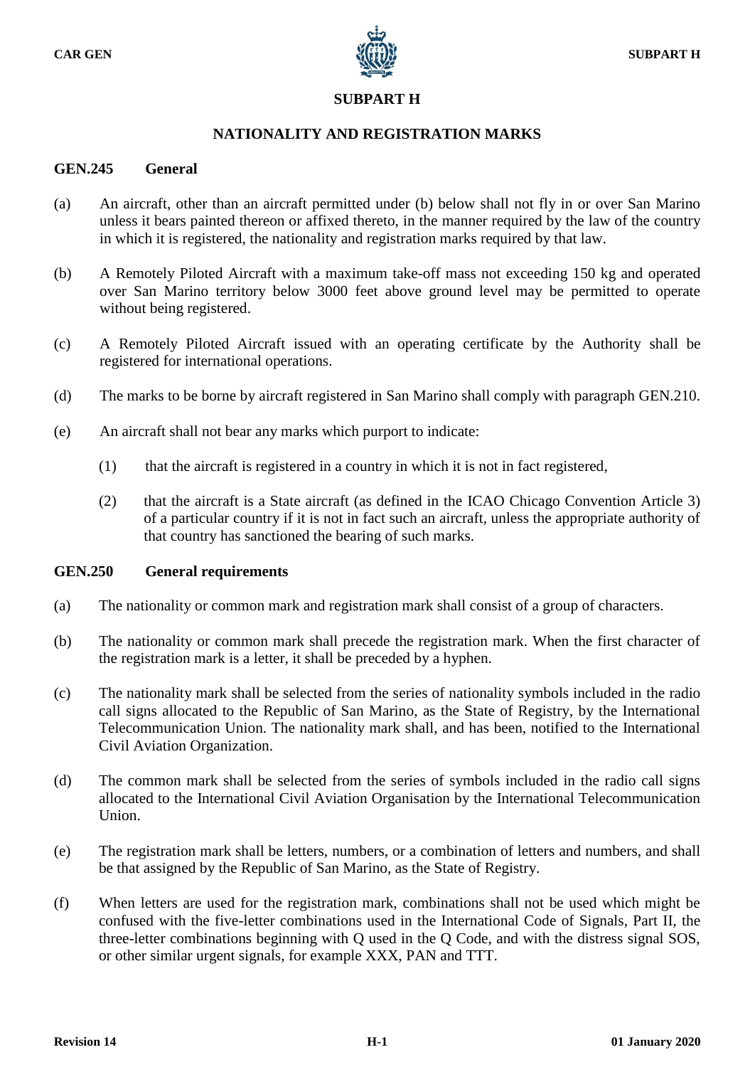## SUBPART H

## NATIONALITY AND REGISTRATION MARKS

### GEN.245 General

(a) An aircraft, other than an aircraft permitted under (b) below shall not fly in or over San Marino unless it bears painted thereon or affixed thereto, in the manner required by the law of the country in which it is registered, the nationality and registration marks required by that law.

(b) A Remotely Piloted Aircraft with a maximum take-off mass not exceeding 150 kg and operated over San Marino territory below 3000 feet above ground level may be permitted to operate without being registered.

(c) A Remotely Piloted Aircraft issued with an operating certificate by the Authority shall be registered for international operations.

(d) The marks to be borne by aircraft registered in San Marino shall comply with paragraph GEN.210.

(e) An aircraft shall not bear any marks which purport to indicate:

(1) that the aircraft is registered in a country in which it is not in fact registered,

(2) that the aircraft is a State aircraft (as defined in the ICAO Chicago Convention Article 3) of a particular country if it is not in fact such an aircraft, unless the appropriate authority of that country has sanctioned the bearing of such marks.

### GEN.250 General requirements

(a) The nationality or common mark and registration mark shall consist of a group of characters.

(b) The nationality or common mark shall precede the registration mark. When the first character of the registration mark is a letter, it shall be preceded by a hyphen.

(c) The nationality mark shall be selected from the series of nationality symbols included in the radio call signs allocated to the Republic of San Marino, as the State of Registry, by the International Telecommunication Union. The nationality mark shall, and has been, notified to the International Civil Aviation Organization.

(d) The common mark shall be selected from the series of symbols included in the radio call signs allocated to the International Civil Aviation Organisation by the International Telecommunication Union.

(e) The registration mark shall be letters, numbers, or a combination of letters and numbers, and shall be that assigned by the Republic of San Marino, as the State of Registry.

(f) When letters are used for the registration mark, combinations shall not be used which might be confused with the five-letter combinations used in the International Code of Signals, Part II, the three-letter combinations beginning with Q used in the Q Code, and with the distress signal SOS, or other similar urgent signals, for example XXX, PAN and TTT.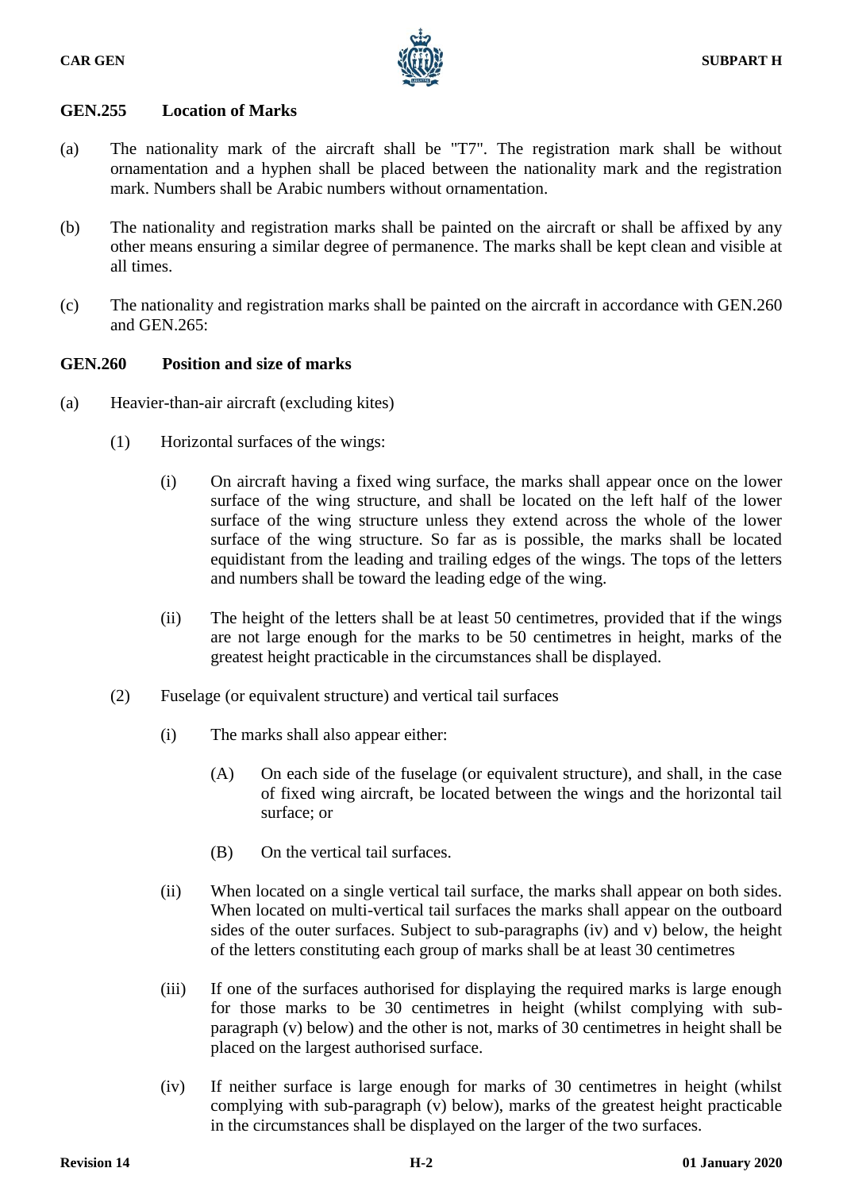### GEN.255 Location of Marks

(a) The nationality mark of the aircraft shall be "T7". The registration mark shall be without ornamentation and a hyphen shall be placed between the nationality mark and the registration mark. Numbers shall be Arabic numbers without ornamentation.

(b) The nationality and registration marks shall be painted on the aircraft or shall be affixed by any other means ensuring a similar degree of permanence. The marks shall be kept clean and visible at all times.

(c) The nationality and registration marks shall be painted on the aircraft in accordance with GEN.260 and GEN.265:

### GEN.260 Position and size of marks

(a) Heavier-than-air aircraft (excluding kites)

(1) Horizontal surfaces of the wings:

(i) On aircraft having a fixed wing surface, the marks shall appear once on the lower surface of the wing structure, and shall be located on the left half of the lower surface of the wing structure unless they extend across the whole of the lower surface of the wing structure. So far as is possible, the marks shall be located equidistant from the leading and trailing edges of the wings. The tops of the letters and numbers shall be toward the leading edge of the wing.

(ii) The height of the letters shall be at least 50 centimetres, provided that if the wings are not large enough for the marks to be 50 centimetres in height, marks of the greatest height practicable in the circumstances shall be displayed.

(2) Fuselage (or equivalent structure) and vertical tail surfaces

(i) The marks shall also appear either:

(A) On each side of the fuselage (or equivalent structure), and shall, in the case of fixed wing aircraft, be located between the wings and the horizontal tail surface; or

(B) On the vertical tail surfaces.

(ii) When located on a single vertical tail surface, the marks shall appear on both sides. When located on multi-vertical tail surfaces the marks shall appear on the outboard sides of the outer surfaces. Subject to sub-paragraphs (iv) and v) below, the height of the letters constituting each group of marks shall be at least 30 centimetres

(iii) If one of the surfaces authorised for displaying the required marks is large enough for those marks to be 30 centimetres in height (whilst complying with sub-paragraph (v) below) and the other is not, marks of 30 centimetres in height shall be placed on the largest authorised surface.

(iv) If neither surface is large enough for marks of 30 centimetres in height (whilst complying with sub-paragraph (v) below), marks of the greatest height practicable in the circumstances shall be displayed on the larger of the two surfaces.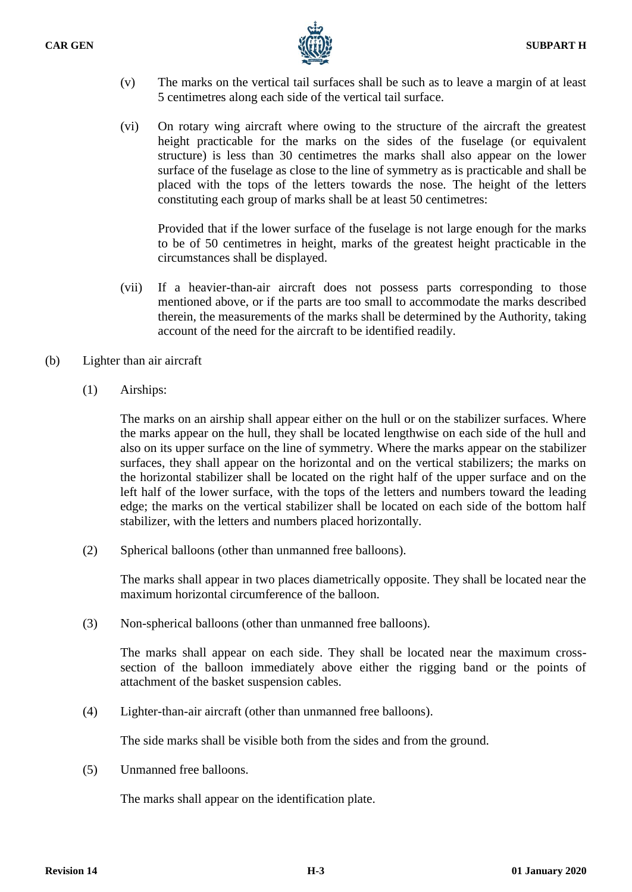(v) The marks on the vertical tail surfaces shall be such as to leave a margin of at least 5 centimetres along each side of the vertical tail surface.

(vi) On rotary wing aircraft where owing to the structure of the aircraft the greatest height practicable for the marks on the sides of the fuselage (or equivalent structure) is less than 30 centimetres the marks shall also appear on the lower surface of the fuselage as close to the line of symmetry as is practicable and shall be placed with the tops of the letters towards the nose. The height of the letters constituting each group of marks shall be at least 50 centimetres:

Provided that if the lower surface of the fuselage is not large enough for the marks to be of 50 centimetres in height, marks of the greatest height practicable in the circumstances shall be displayed.

(vii) If a heavier-than-air aircraft does not possess parts corresponding to those mentioned above, or if the parts are too small to accommodate the marks described therein, the measurements of the marks shall be determined by the Authority, taking account of the need for the aircraft to be identified readily.

(b) Lighter than air aircraft

(1) Airships:

The marks on an airship shall appear either on the hull or on the stabilizer surfaces. Where the marks appear on the hull, they shall be located lengthwise on each side of the hull and also on its upper surface on the line of symmetry. Where the marks appear on the stabilizer surfaces, they shall appear on the horizontal and on the vertical stabilizers; the marks on the horizontal stabilizer shall be located on the right half of the upper surface and on the left half of the lower surface, with the tops of the letters and numbers toward the leading edge; the marks on the vertical stabilizer shall be located on each side of the bottom half stabilizer, with the letters and numbers placed horizontally.

(2) Spherical balloons (other than unmanned free balloons).

The marks shall appear in two places diametrically opposite. They shall be located near the maximum horizontal circumference of the balloon.

(3) Non-spherical balloons (other than unmanned free balloons).

The marks shall appear on each side. They shall be located near the maximum cross-section of the balloon immediately above either the rigging band or the points of attachment of the basket suspension cables.

(4) Lighter-than-air aircraft (other than unmanned free balloons).

The side marks shall be visible both from the sides and from the ground.

(5) Unmanned free balloons.

The marks shall appear on the identification plate.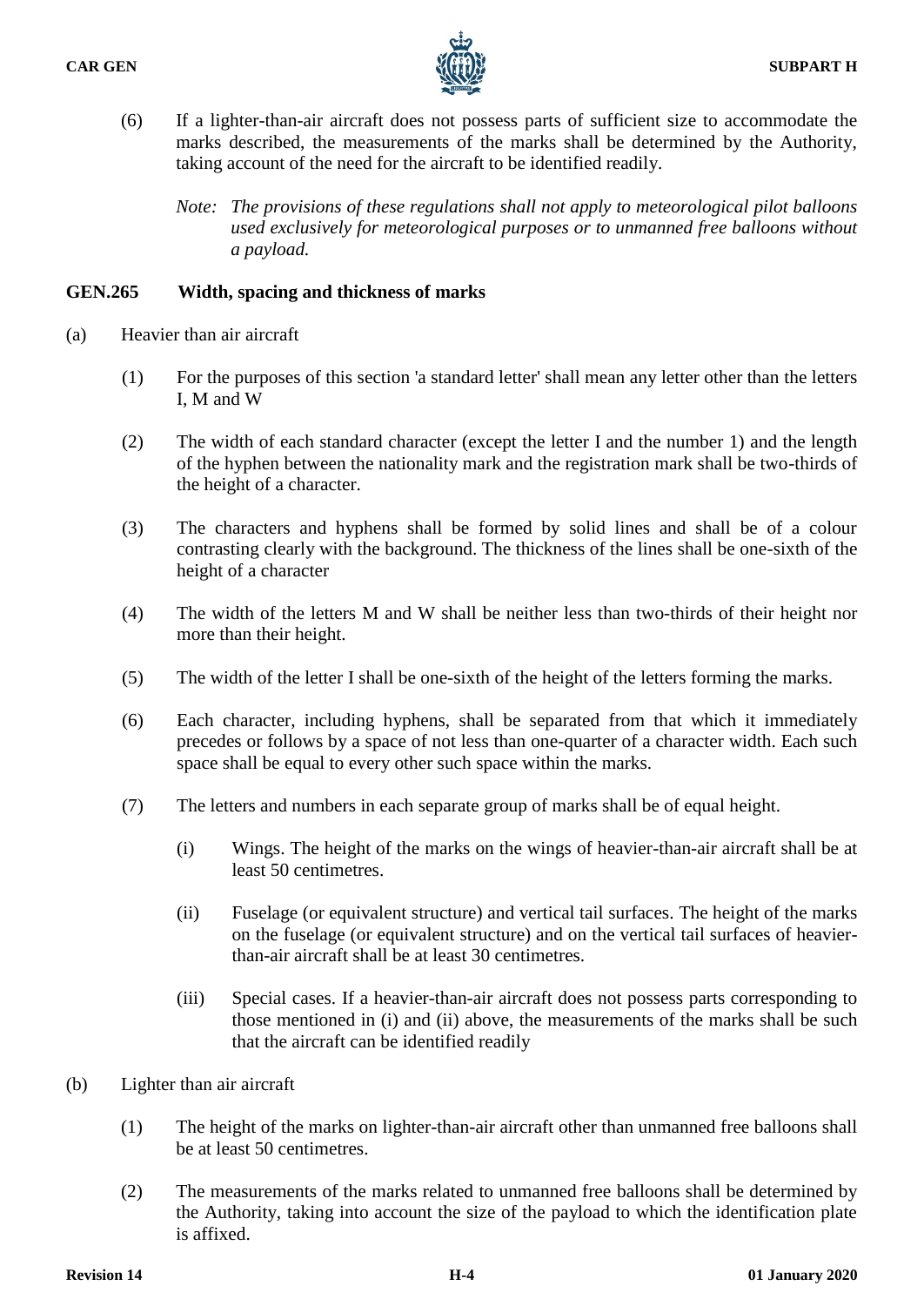(6) If a lighter-than-air aircraft does not possess parts of sufficient size to accommodate the marks described, the measurements of the marks shall be determined by the Authority, taking account of the need for the aircraft to be identified readily.

*Note: The provisions of these regulations shall not apply to meteorological pilot balloons used exclusively for meteorological purposes or to unmanned free balloons without a payload.*

## GEN.265 Width, spacing and thickness of marks

(a) Heavier than air aircraft

(1) For the purposes of this section 'a standard letter' shall mean any letter other than the letters I, M and W

(2) The width of each standard character (except the letter I and the number 1) and the length of the hyphen between the nationality mark and the registration mark shall be two-thirds of the height of a character.

(3) The characters and hyphens shall be formed by solid lines and shall be of a colour contrasting clearly with the background. The thickness of the lines shall be one-sixth of the height of a character

(4) The width of the letters M and W shall be neither less than two-thirds of their height nor more than their height.

(5) The width of the letter I shall be one-sixth of the height of the letters forming the marks.

(6) Each character, including hyphens, shall be separated from that which it immediately precedes or follows by a space of not less than one-quarter of a character width. Each such space shall be equal to every other such space within the marks.

(7) The letters and numbers in each separate group of marks shall be of equal height.

(i) Wings. The height of the marks on the wings of heavier-than-air aircraft shall be at least 50 centimetres.

(ii) Fuselage (or equivalent structure) and vertical tail surfaces. The height of the marks on the fuselage (or equivalent structure) and on the vertical tail surfaces of heavier-than-air aircraft shall be at least 30 centimetres.

(iii) Special cases. If a heavier-than-air aircraft does not possess parts corresponding to those mentioned in (i) and (ii) above, the measurements of the marks shall be such that the aircraft can be identified readily

(b) Lighter than air aircraft

(1) The height of the marks on lighter-than-air aircraft other than unmanned free balloons shall be at least 50 centimetres.

(2) The measurements of the marks related to unmanned free balloons shall be determined by the Authority, taking into account the size of the payload to which the identification plate is affixed.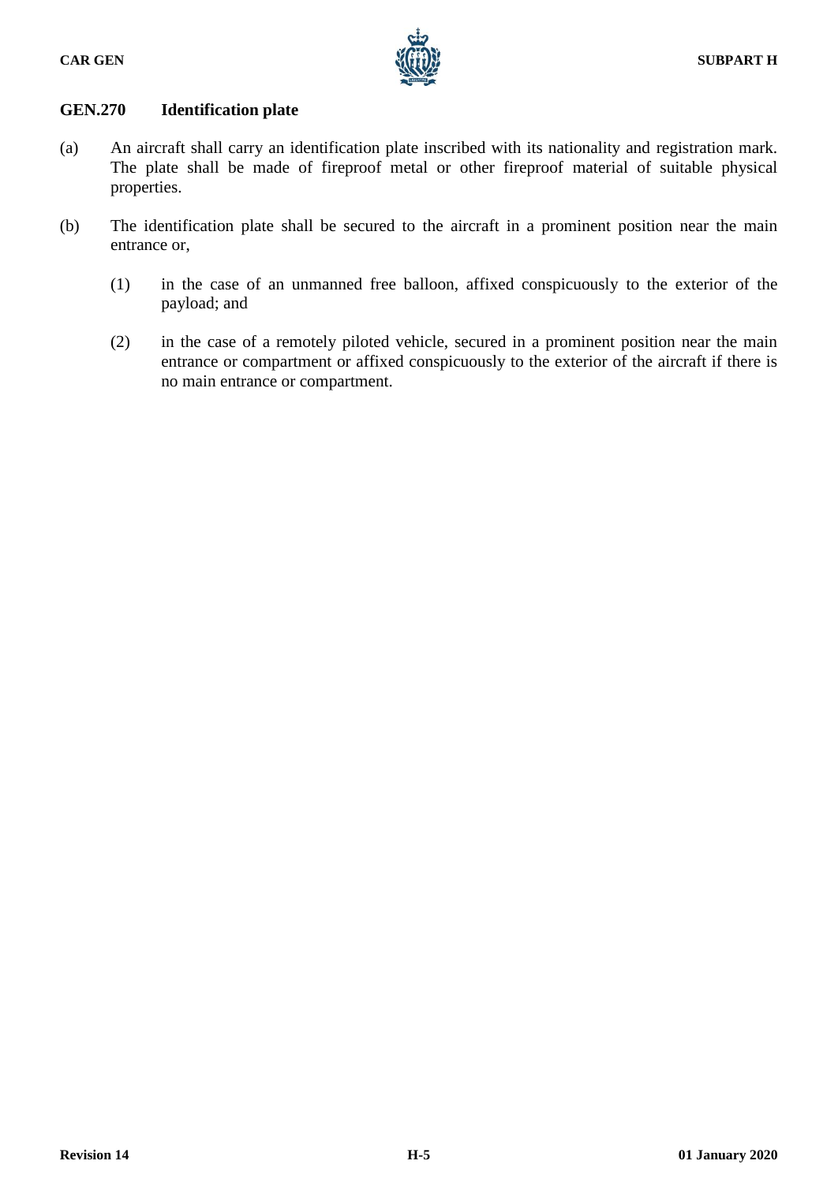## GEN.270 Identification plate

(a) An aircraft shall carry an identification plate inscribed with its nationality and registration mark. The plate shall be made of fireproof metal or other fireproof material of suitable physical properties.

(b) The identification plate shall be secured to the aircraft in a prominent position near the main entrance or,

  (1) in the case of an unmanned free balloon, affixed conspicuously to the exterior of the payload; and

  (2) in the case of a remotely piloted vehicle, secured in a prominent position near the main entrance or compartment or affixed conspicuously to the exterior of the aircraft if there is no main entrance or compartment.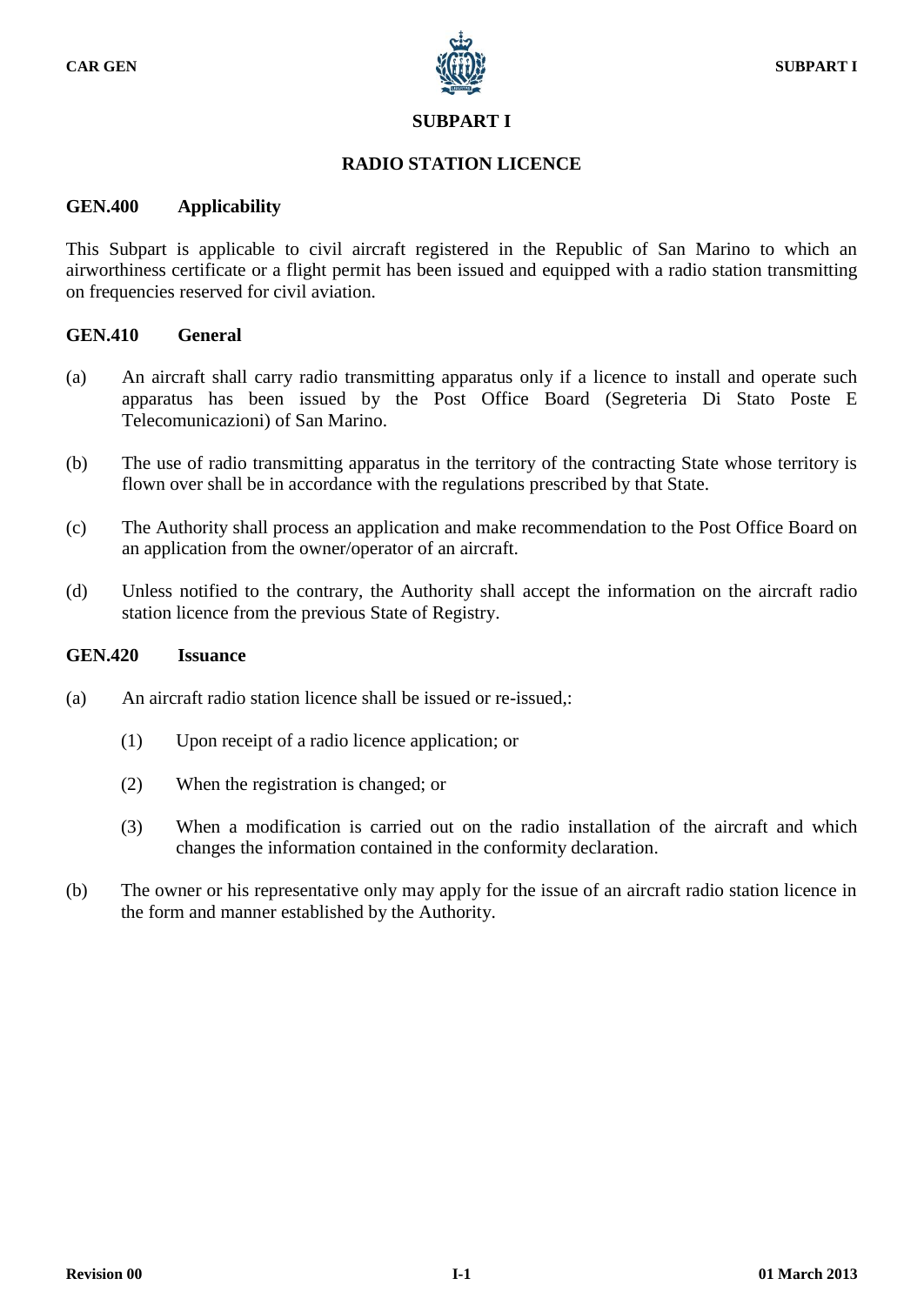# SUBPART I

## RADIO STATION LICENCE

### GEN.400 Applicability

This Subpart is applicable to civil aircraft registered in the Republic of San Marino to which an airworthiness certificate or a flight permit has been issued and equipped with a radio station transmitting on frequencies reserved for civil aviation.

### GEN.410 General

(a) An aircraft shall carry radio transmitting apparatus only if a licence to install and operate such apparatus has been issued by the Post Office Board (Segreteria Di Stato Poste E Telecomunicazioni) of San Marino.

(b) The use of radio transmitting apparatus in the territory of the contracting State whose territory is flown over shall be in accordance with the regulations prescribed by that State.

(c) The Authority shall process an application and make recommendation to the Post Office Board on an application from the owner/operator of an aircraft.

(d) Unless notified to the contrary, the Authority shall accept the information on the aircraft radio station licence from the previous State of Registry.

### GEN.420 Issuance

(a) An aircraft radio station licence shall be issued or re-issued,:

   (1) Upon receipt of a radio licence application; or

   (2) When the registration is changed; or

   (3) When a modification is carried out on the radio installation of the aircraft and which changes the information contained in the conformity declaration.

(b) The owner or his representative only may apply for the issue of an aircraft radio station licence in the form and manner established by the Authority.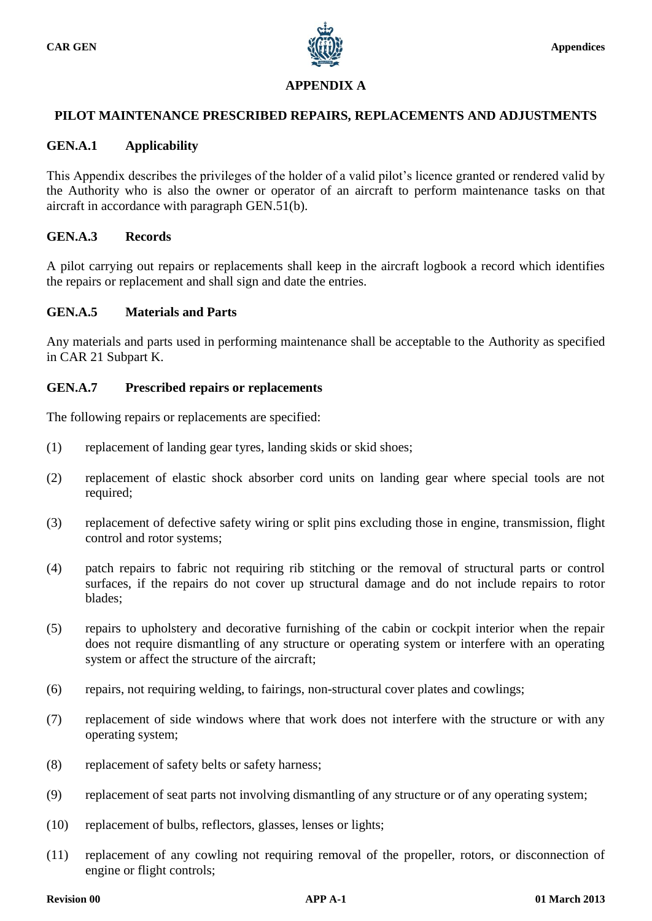## APPENDIX A

## PILOT MAINTENANCE PRESCRIBED REPAIRS, REPLACEMENTS AND ADJUSTMENTS

### GEN.A.1 Applicability

This Appendix describes the privileges of the holder of a valid pilot's licence granted or rendered valid by the Authority who is also the owner or operator of an aircraft to perform maintenance tasks on that aircraft in accordance with paragraph GEN.51(b).

### GEN.A.3 Records

A pilot carrying out repairs or replacements shall keep in the aircraft logbook a record which identifies the repairs or replacement and shall sign and date the entries.

### GEN.A.5 Materials and Parts

Any materials and parts used in performing maintenance shall be acceptable to the Authority as specified in CAR 21 Subpart K.

### GEN.A.7 Prescribed repairs or replacements

The following repairs or replacements are specified:

(1) replacement of landing gear tyres, landing skids or skid shoes;

(2) replacement of elastic shock absorber cord units on landing gear where special tools are not required;

(3) replacement of defective safety wiring or split pins excluding those in engine, transmission, flight control and rotor systems;

(4) patch repairs to fabric not requiring rib stitching or the removal of structural parts or control surfaces, if the repairs do not cover up structural damage and do not include repairs to rotor blades;

(5) repairs to upholstery and decorative furnishing of the cabin or cockpit interior when the repair does not require dismantling of any structure or operating system or interfere with an operating system or affect the structure of the aircraft;

(6) repairs, not requiring welding, to fairings, non-structural cover plates and cowlings;

(7) replacement of side windows where that work does not interfere with the structure or with any operating system;

(8) replacement of safety belts or safety harness;

(9) replacement of seat parts not involving dismantling of any structure or of any operating system;

(10) replacement of bulbs, reflectors, glasses, lenses or lights;

(11) replacement of any cowling not requiring removal of the propeller, rotors, or disconnection of engine or flight controls;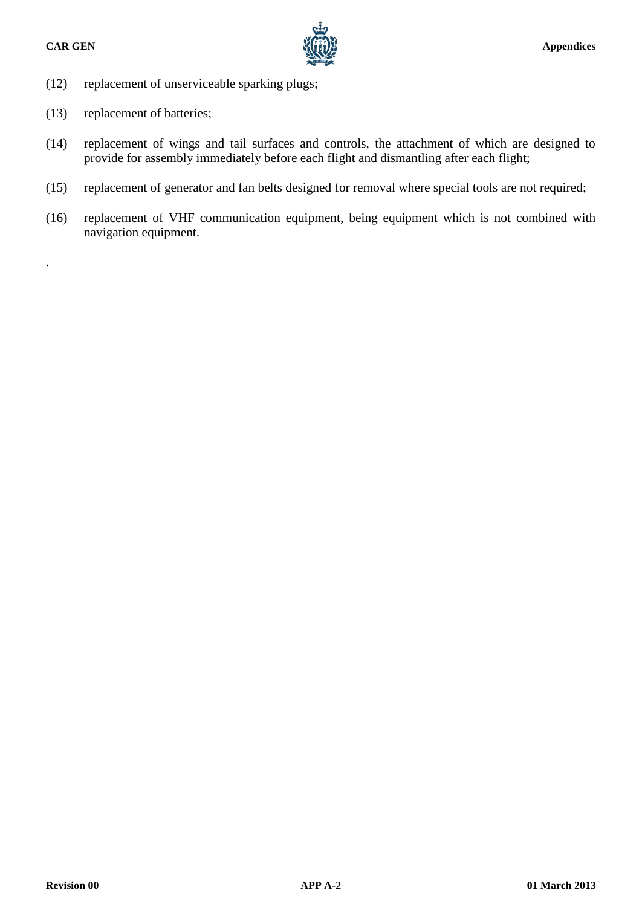(12) replacement of unserviceable sparking plugs;

(13) replacement of batteries;

(14) replacement of wings and tail surfaces and controls, the attachment of which are designed to provide for assembly immediately before each flight and dismantling after each flight;

(15) replacement of generator and fan belts designed for removal where special tools are not required;

(16) replacement of VHF communication equipment, being equipment which is not combined with navigation equipment.

.